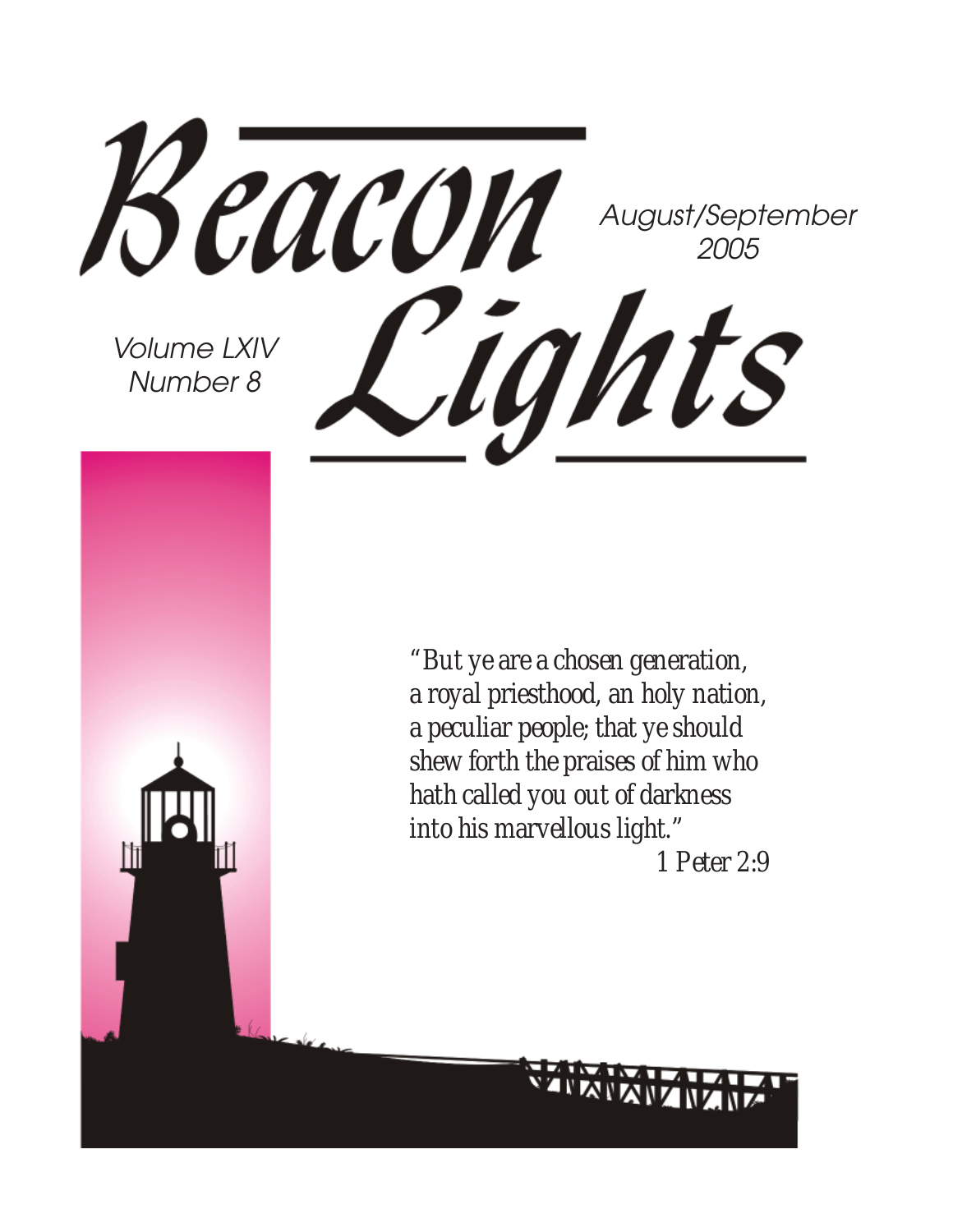# Beacon Lights

August/September 2005

Volume LXIV
Number 8

*"But ye are a chosen generation, a royal priesthood, an holy nation, a peculiar people; that ye should shew forth the praises of him who hath called you out of darkness into his marvellous light."*

*1 Peter 2:9*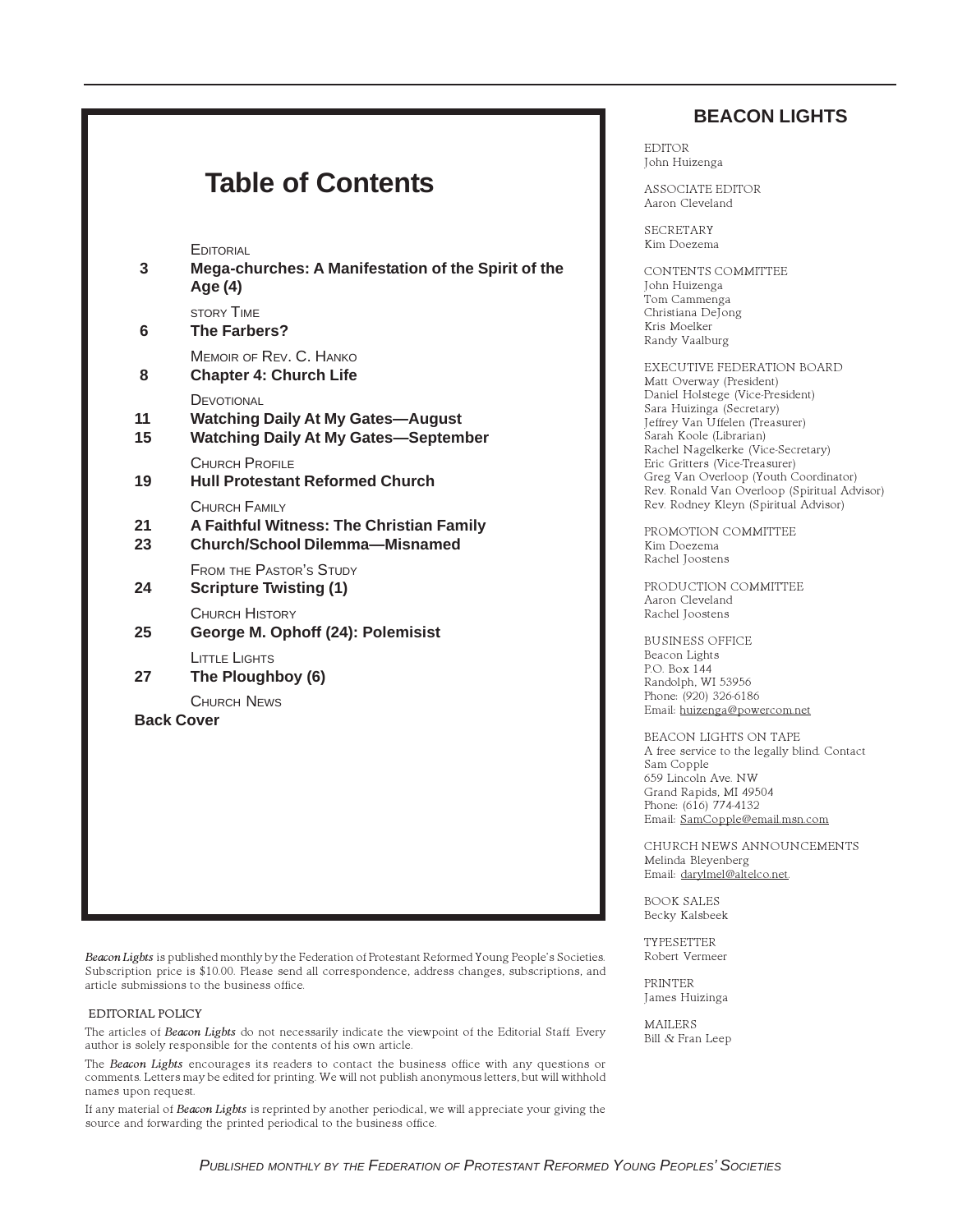# Table of Contents

EDITORIAL

**3** **Mega-churches: A Manifestation of the Spirit of the Age (4)**

STORY TIME

**6** **The Farbers?**

MEMOIR OF REV. C. HANKO

**8** **Chapter 4: Church Life**

DEVOTIONAL

**11** **Watching Daily At My Gates—August**

**15** **Watching Daily At My Gates—September**

CHURCH PROFILE

**19** **Hull Protestant Reformed Church**

CHURCH FAMILY

**21** **A Faithful Witness: The Christian Family**

**23** **Church/School Dilemma—Misnamed**

FROM THE PASTOR'S STUDY

**24** **Scripture Twisting (1)**

CHURCH HISTORY

**25** **George M. Ophoff (24): Polemisist**

LITTLE LIGHTS

**27** **The Ploughboy (6)**

CHURCH NEWS

**Back Cover**

*Beacon Lights* is published monthly by the Federation of Protestant Reformed Young People's Societies. Subscription price is $10.00. Please send all correspondence, address changes, subscriptions, and article submissions to the business office.

EDITORIAL POLICY

The articles of *Beacon Lights* do not necessarily indicate the viewpoint of the Editorial Staff. Every author is solely responsible for the contents of his own article.

The *Beacon Lights* encourages its readers to contact the business office with any questions or comments. Letters may be edited for printing. We will not publish anonymous letters, but will withhold names upon request.

If any material of *Beacon Lights* is reprinted by another periodical, we will appreciate your giving the source and forwarding the printed periodical to the business office.

## BEACON LIGHTS

EDITOR
John Huizenga

ASSOCIATE EDITOR
Aaron Cleveland

SECRETARY
Kim Doezema

CONTENTS COMMITTEE
John Huizenga
Tom Cammenga
Christiana DeJong
Kris Moelker
Randy Vaalburg

EXECUTIVE FEDERATION BOARD
Matt Overway (President)
Daniel Holstege (Vice-President)
Sara Huizinga (Secretary)
Jeffrey Van Uffelen (Treasurer)
Sarah Koole (Librarian)
Rachel Nagelkerke (Vice-Secretary)
Eric Gritters (Vice-Treasurer)
Greg Van Overloop (Youth Coordinator)
Rev. Ronald Van Overloop (Spiritual Advisor)
Rev. Rodney Kleyn (Spiritual Advisor)

PROMOTION COMMITTEE
Kim Doezema
Rachel Joostens

PRODUCTION COMMITTEE
Aaron Cleveland
Rachel Joostens

BUSINESS OFFICE
Beacon Lights
P.O. Box 144
Randolph, WI 53956
Phone: (920) 326-6186
Email: huizenga@powercom.net

BEACON LIGHTS ON TAPE
A free service to the legally blind. Contact
Sam Copple
659 Lincoln Ave. NW
Grand Rapids, MI 49504
Phone: (616) 774-4132
Email: SamCopple@email.msn.com

CHURCH NEWS ANNOUNCEMENTS
Melinda Bleyenberg
Email: darylmel@altelco.net.

BOOK SALES
Becky Kalsbeek

TYPESETTER
Robert Vermeer

PRINTER
James Huizinga

MAILERS
Bill & Fran Leep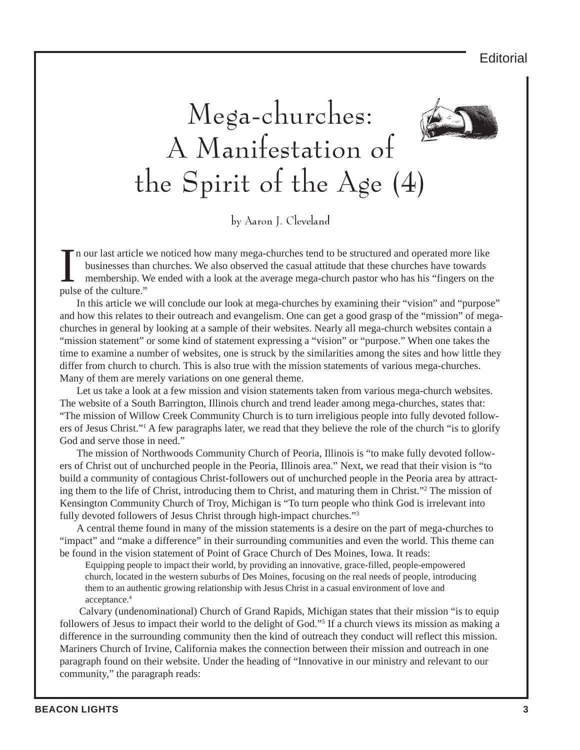# Mega-churches: A Manifestation of the Spirit of the Age (4)

by Aaron J. Cleveland

In our last article we noticed how many mega-churches tend to be structured and operated more like businesses than churches. We also observed the casual attitude that these churches have towards membership. We ended with a look at the average mega-church pastor who has his "fingers on the pulse of the culture."

In this article we will conclude our look at mega-churches by examining their "vision" and "purpose" and how this relates to their outreach and evangelism. One can get a good grasp of the "mission" of mega-churches in general by looking at a sample of their websites. Nearly all mega-church websites contain a "mission statement" or some kind of statement expressing a "vision" or "purpose." When one takes the time to examine a number of websites, one is struck by the similarities among the sites and how little they differ from church to church. This is also true with the mission statements of various mega-churches. Many of them are merely variations on one general theme.

Let us take a look at a few mission and vision statements taken from various mega-church websites. The website of a South Barrington, Illinois church and trend leader among mega-churches, states that: "The mission of Willow Creek Community Church is to turn irreligious people into fully devoted followers of Jesus Christ."[1] A few paragraphs later, we read that they believe the role of the church "is to glorify God and serve those in need."

The mission of Northwoods Community Church of Peoria, Illinois is "to make fully devoted followers of Christ out of unchurched people in the Peoria, Illinois area." Next, we read that their vision is "to build a community of contagious Christ-followers out of unchurched people in the Peoria area by attracting them to the life of Christ, introducing them to Christ, and maturing them in Christ."[2] The mission of Kensington Community Church of Troy, Michigan is "To turn people who think God is irrelevant into fully devoted followers of Jesus Christ through high-impact churches."[3]

A central theme found in many of the mission statements is a desire on the part of mega-churches to "impact" and "make a difference" in their surrounding communities and even the world. This theme can be found in the vision statement of Point of Grace Church of Des Moines, Iowa. It reads:

> Equipping people to impact their world, by providing an innovative, grace-filled, people-empowered church, located in the western suburbs of Des Moines, focusing on the real needs of people, introducing them to an authentic growing relationship with Jesus Christ in a casual environment of love and acceptance.[4]

Calvary (undenominational) Church of Grand Rapids, Michigan states that their mission "is to equip followers of Jesus to impact their world to the delight of God."[5] If a church views its mission as making a difference in the surrounding community then the kind of outreach they conduct will reflect this mission. Mariners Church of Irvine, California makes the connection between their mission and outreach in one paragraph found on their website. Under the heading of "Innovative in our ministry and relevant to our community," the paragraph reads: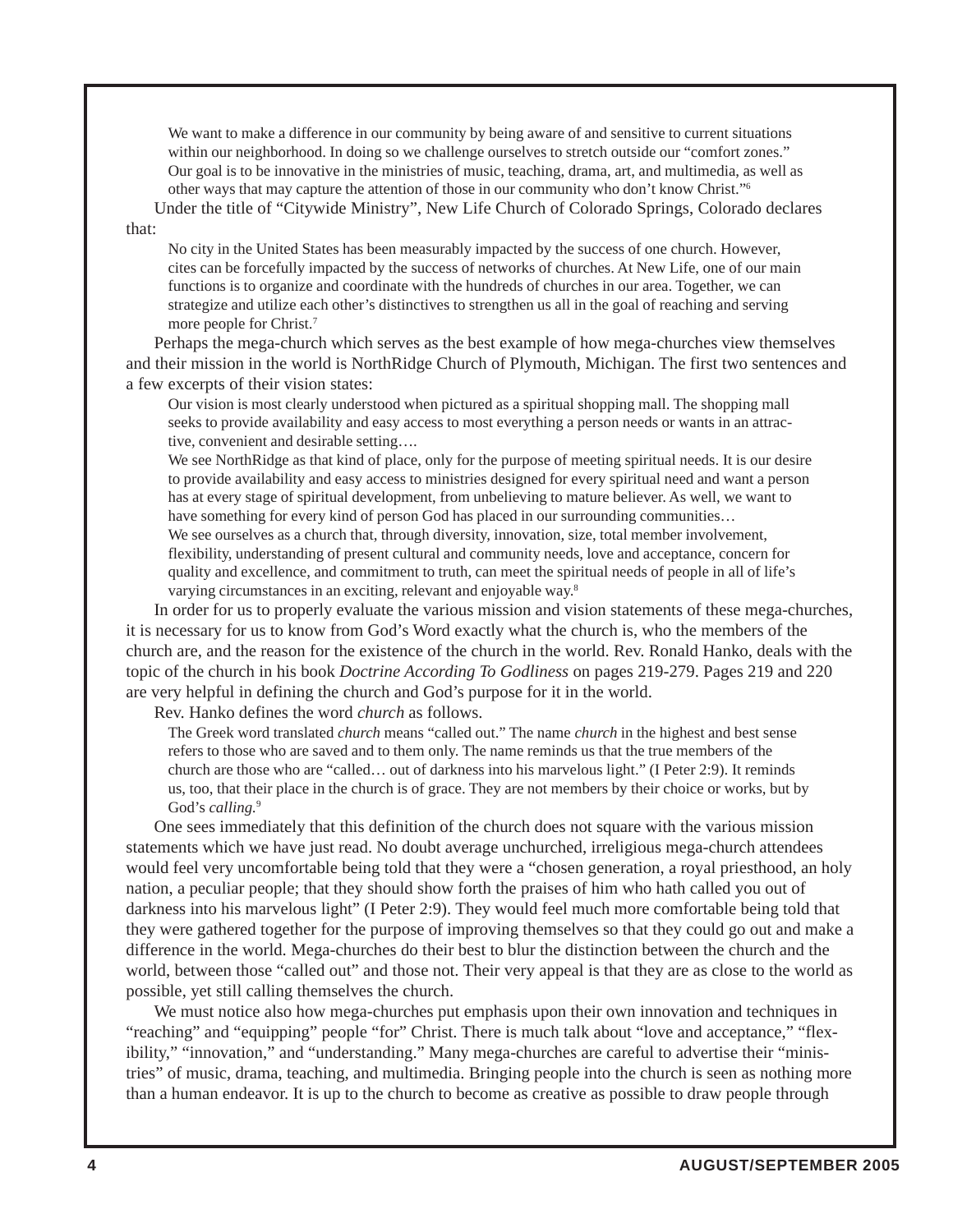> We want to make a difference in our community by being aware of and sensitive to current situations within our neighborhood. In doing so we challenge ourselves to stretch outside our "comfort zones." Our goal is to be innovative in the ministries of music, teaching, drama, art, and multimedia, as well as other ways that may capture the attention of those in our community who don't know Christ."[6]

Under the title of "Citywide Ministry", New Life Church of Colorado Springs, Colorado declares that:

> No city in the United States has been measurably impacted by the success of one church. However, cites can be forcefully impacted by the success of networks of churches. At New Life, one of our main functions is to organize and coordinate with the hundreds of churches in our area. Together, we can strategize and utilize each other's distinctives to strengthen us all in the goal of reaching and serving more people for Christ.[7]

Perhaps the mega-church which serves as the best example of how mega-churches view themselves and their mission in the world is NorthRidge Church of Plymouth, Michigan. The first two sentences and a few excerpts of their vision states:

> Our vision is most clearly understood when pictured as a spiritual shopping mall. The shopping mall seeks to provide availability and easy access to most everything a person needs or wants in an attractive, convenient and desirable setting….
>
> We see NorthRidge as that kind of place, only for the purpose of meeting spiritual needs. It is our desire to provide availability and easy access to ministries designed for every spiritual need and want a person has at every stage of spiritual development, from unbelieving to mature believer. As well, we want to have something for every kind of person God has placed in our surrounding communities…
>
> We see ourselves as a church that, through diversity, innovation, size, total member involvement, flexibility, understanding of present cultural and community needs, love and acceptance, concern for quality and excellence, and commitment to truth, can meet the spiritual needs of people in all of life's varying circumstances in an exciting, relevant and enjoyable way.[8]

In order for us to properly evaluate the various mission and vision statements of these mega-churches, it is necessary for us to know from God's Word exactly what the church is, who the members of the church are, and the reason for the existence of the church in the world. Rev. Ronald Hanko, deals with the topic of the church in his book *Doctrine According To Godliness* on pages 219-279. Pages 219 and 220 are very helpful in defining the church and God's purpose for it in the world.

Rev. Hanko defines the word *church* as follows.

> The Greek word translated *church* means "called out." The name *church* in the highest and best sense refers to those who are saved and to them only. The name reminds us that the true members of the church are those who are "called… out of darkness into his marvelous light." (I Peter 2:9). It reminds us, too, that their place in the church is of grace. They are not members by their choice or works, but by God's *calling.*[9]

One sees immediately that this definition of the church does not square with the various mission statements which we have just read. No doubt average unchurched, irreligious mega-church attendees would feel very uncomfortable being told that they were a "chosen generation, a royal priesthood, an holy nation, a peculiar people; that they should show forth the praises of him who hath called you out of darkness into his marvelous light" (I Peter 2:9). They would feel much more comfortable being told that they were gathered together for the purpose of improving themselves so that they could go out and make a difference in the world. Mega-churches do their best to blur the distinction between the church and the world, between those "called out" and those not. Their very appeal is that they are as close to the world as possible, yet still calling themselves the church.

We must notice also how mega-churches put emphasis upon their own innovation and techniques in "reaching" and "equipping" people "for" Christ. There is much talk about "love and acceptance," "flexibility," "innovation," and "understanding." Many mega-churches are careful to advertise their "ministries" of music, drama, teaching, and multimedia. Bringing people into the church is seen as nothing more than a human endeavor. It is up to the church to become as creative as possible to draw people through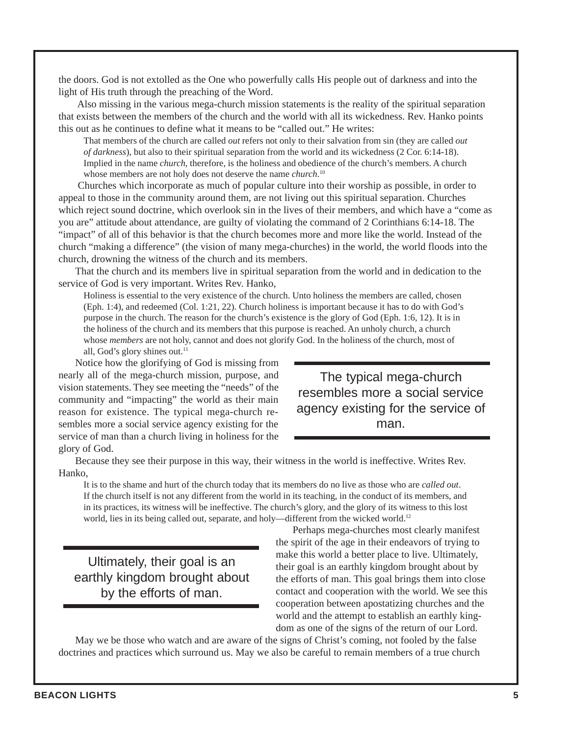the doors. God is not extolled as the One who powerfully calls His people out of darkness and into the light of His truth through the preaching of the Word.

Also missing in the various mega-church mission statements is the reality of the spiritual separation that exists between the members of the church and the world with all its wickedness. Rev. Hanko points this out as he continues to define what it means to be "called out." He writes:

> That members of the church are called *out* refers not only to their salvation from sin (they are called *out of darkness*), but also to their spiritual separation from the world and its wickedness (2 Cor. 6:14-18). Implied in the name *church*, therefore, is the holiness and obedience of the church's members. A church whose members are not holy does not deserve the name *church*.[10]

Churches which incorporate as much of popular culture into their worship as possible, in order to appeal to those in the community around them, are not living out this spiritual separation. Churches which reject sound doctrine, which overlook sin in the lives of their members, and which have a "come as you are" attitude about attendance, are guilty of violating the command of 2 Corinthians 6:14-18. The "impact" of all of this behavior is that the church becomes more and more like the world. Instead of the church "making a difference" (the vision of many mega-churches) in the world, the world floods into the church, drowning the witness of the church and its members.

That the church and its members live in spiritual separation from the world and in dedication to the service of God is very important. Writes Rev. Hanko,

> Holiness is essential to the very existence of the church. Unto holiness the members are called, chosen (Eph. 1:4), and redeemed (Col. 1:21, 22). Church holiness is important because it has to do with God's purpose in the church. The reason for the church's existence is the glory of God (Eph. 1:6, 12). It is in the holiness of the church and its members that this purpose is reached. An unholy church, a church whose *members* are not holy, cannot and does not glorify God. In the holiness of the church, most of all, God's glory shines out.[11]

Notice how the glorifying of God is missing from nearly all of the mega-church mission, purpose, and vision statements. They see meeting the "needs" of the community and "impacting" the world as their main reason for existence. The typical mega-church resembles more a social service agency existing for the service of man than a church living in holiness for the glory of God.

> **The typical mega-church resembles more a social service agency existing for the service of man.**

Because they see their purpose in this way, their witness in the world is ineffective. Writes Rev. Hanko,

> It is to the shame and hurt of the church today that its members do no live as those who are *called out*. If the church itself is not any different from the world in its teaching, in the conduct of its members, and in its practices, its witness will be ineffective. The church's glory, and the glory of its witness to this lost world, lies in its being called out, separate, and holy—different from the wicked world.[12]

Perhaps mega-churches most clearly manifest the spirit of the age in their endeavors of trying to make this world a better place to live. Ultimately, their goal is an earthly kingdom brought about by the efforts of man. This goal brings them into close contact and cooperation with the world. We see this cooperation between apostatizing churches and the world and the attempt to establish an earthly kingdom as one of the signs of the return of our Lord.

> **Ultimately, their goal is an earthly kingdom brought about by the efforts of man.**

May we be those who watch and are aware of the signs of Christ's coming, not fooled by the false doctrines and practices which surround us. May we also be careful to remain members of a true church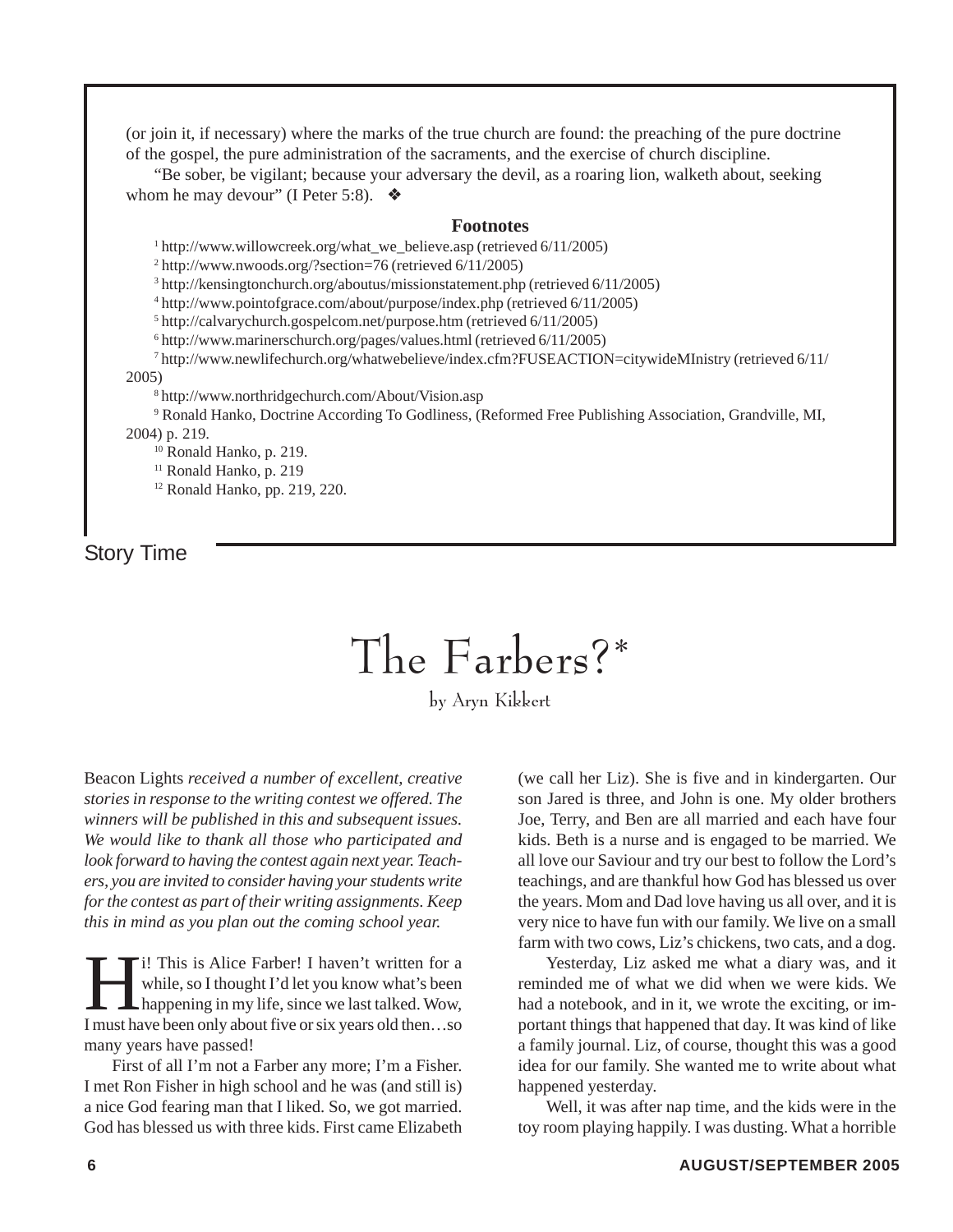(or join it, if necessary) where the marks of the true church are found: the preaching of the pure doctrine of the gospel, the pure administration of the sacraments, and the exercise of church discipline.

"Be sober, be vigilant; because your adversary the devil, as a roaring lion, walketh about, seeking whom he may devour" (I Peter 5:8). ❖

**Footnotes**

[1] http://www.willowcreek.org/what_we_believe.asp (retrieved 6/11/2005)

[2] http://www.nwoods.org/?section=76 (retrieved 6/11/2005)

[3] http://kensingtonchurch.org/aboutus/missionstatement.php (retrieved 6/11/2005)

[4] http://www.pointofgrace.com/about/purpose/index.php (retrieved 6/11/2005)

[5] http://calvarychurch.gospelcom.net/purpose.htm (retrieved 6/11/2005)

[6] http://www.marinerschurch.org/pages/values.html (retrieved 6/11/2005)

[7] http://www.newlifechurch.org/whatwebelieve/index.cfm?FUSEACTION=citywideMInistry (retrieved 6/11/2005)

[8] http://www.northridgechurch.com/About/Vision.asp

[9] Ronald Hanko, Doctrine According To Godliness, (Reformed Free Publishing Association, Grandville, MI, 2004) p. 219.

[10] Ronald Hanko, p. 219.

[11] Ronald Hanko, p. 219

[12] Ronald Hanko, pp. 219, 220.

Story Time

# The Farbers?*

by Aryn Kikkert

Beacon Lights *received a number of excellent, creative stories in response to the writing contest we offered. The winners will be published in this and subsequent issues. We would like to thank all those who participated and look forward to having the contest again next year. Teachers, you are invited to consider having your students write for the contest as part of their writing assignments. Keep this in mind as you plan out the coming school year.*

Hi! This is Alice Farber! I haven't written for a while, so I thought I'd let you know what's been happening in my life, since we last talked. Wow, I must have been only about five or six years old then…so many years have passed!

First of all I'm not a Farber any more; I'm a Fisher. I met Ron Fisher in high school and he was (and still is) a nice God fearing man that I liked. So, we got married. God has blessed us with three kids. First came Elizabeth (we call her Liz). She is five and in kindergarten. Our son Jared is three, and John is one. My older brothers Joe, Terry, and Ben are all married and each have four kids. Beth is a nurse and is engaged to be married. We all love our Saviour and try our best to follow the Lord's teachings, and are thankful how God has blessed us over the years. Mom and Dad love having us all over, and it is very nice to have fun with our family. We live on a small farm with two cows, Liz's chickens, two cats, and a dog.

Yesterday, Liz asked me what a diary was, and it reminded me of what we did when we were kids. We had a notebook, and in it, we wrote the exciting, or important things that happened that day. It was kind of like a family journal. Liz, of course, thought this was a good idea for our family. She wanted me to write about what happened yesterday.

Well, it was after nap time, and the kids were in the toy room playing happily. I was dusting. What a horrible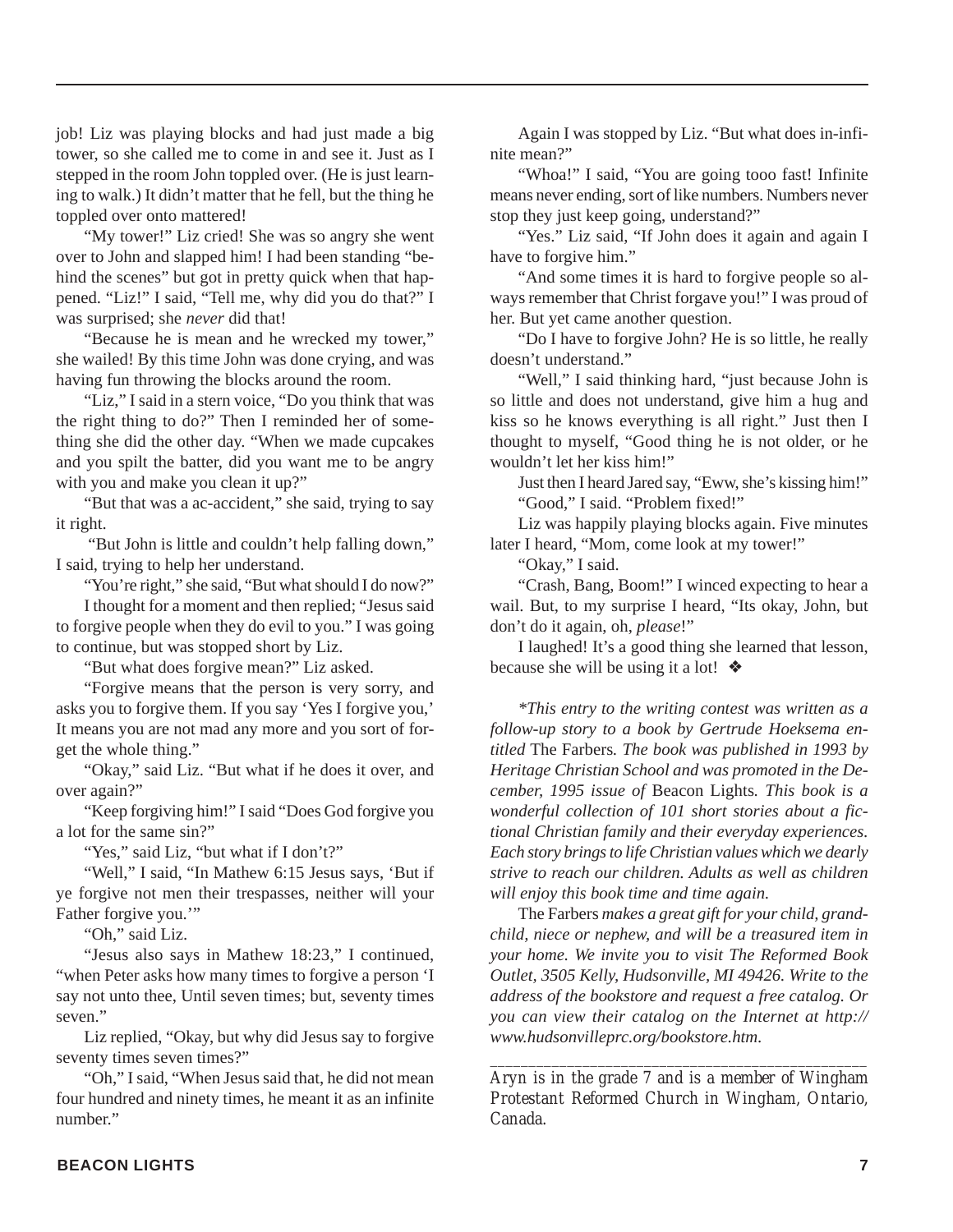job! Liz was playing blocks and had just made a big tower, so she called me to come in and see it. Just as I stepped in the room John toppled over. (He is just learning to walk.) It didn't matter that he fell, but the thing he toppled over onto mattered!

"My tower!" Liz cried! She was so angry she went over to John and slapped him! I had been standing "behind the scenes" but got in pretty quick when that happened. "Liz!" I said, "Tell me, why did you do that?" I was surprised; she *never* did that!

"Because he is mean and he wrecked my tower," she wailed! By this time John was done crying, and was having fun throwing the blocks around the room.

"Liz," I said in a stern voice, "Do you think that was the right thing to do?" Then I reminded her of something she did the other day. "When we made cupcakes and you spilt the batter, did you want me to be angry with you and make you clean it up?"

"But that was a ac-accident," she said, trying to say it right.

"But John is little and couldn't help falling down," I said, trying to help her understand.

"You're right," she said, "But what should I do now?"

I thought for a moment and then replied; "Jesus said to forgive people when they do evil to you." I was going to continue, but was stopped short by Liz.

"But what does forgive mean?" Liz asked.

"Forgive means that the person is very sorry, and asks you to forgive them. If you say 'Yes I forgive you,' It means you are not mad any more and you sort of forget the whole thing."

"Okay," said Liz. "But what if he does it over, and over again?"

"Keep forgiving him!" I said "Does God forgive you a lot for the same sin?"

"Yes," said Liz, "but what if I don't?"

"Well," I said, "In Mathew 6:15 Jesus says, 'But if ye forgive not men their trespasses, neither will your Father forgive you.'"

"Oh," said Liz.

"Jesus also says in Mathew 18:23," I continued, "when Peter asks how many times to forgive a person 'I say not unto thee, Until seven times; but, seventy times seven."

Liz replied, "Okay, but why did Jesus say to forgive seventy times seven times?"

"Oh," I said, "When Jesus said that, he did not mean four hundred and ninety times, he meant it as an infinite number."

Again I was stopped by Liz. "But what does in-infinite mean?"

"Whoa!" I said, "You are going tooo fast! Infinite means never ending, sort of like numbers. Numbers never stop they just keep going, understand?"

"Yes." Liz said, "If John does it again and again I have to forgive him."

"And some times it is hard to forgive people so always remember that Christ forgave you!" I was proud of her. But yet came another question.

"Do I have to forgive John? He is so little, he really doesn't understand."

"Well," I said thinking hard, "just because John is so little and does not understand, give him a hug and kiss so he knows everything is all right." Just then I thought to myself, "Good thing he is not older, or he wouldn't let her kiss him!"

Just then I heard Jared say, "Eww, she's kissing him!"

"Good," I said. "Problem fixed!"

Liz was happily playing blocks again. Five minutes later I heard, "Mom, come look at my tower!"

"Okay," I said.

"Crash, Bang, Boom!" I winced expecting to hear a wail. But, to my surprise I heard, "Its okay, John, but don't do it again, oh, *please*!"

I laughed! It's a good thing she learned that lesson, because she will be using it a lot! ❖

*\*This entry to the writing contest was written as a follow-up story to a book by Gertrude Hoeksema entitled* The Farbers*. The book was published in 1993 by Heritage Christian School and was promoted in the December, 1995 issue of* Beacon Lights*. This book is a wonderful collection of 101 short stories about a fictional Christian family and their everyday experiences. Each story brings to life Christian values which we dearly strive to reach our children. Adults as well as children will enjoy this book time and time again.*

The Farbers *makes a great gift for your child, grandchild, niece or nephew, and will be a treasured item in your home. We invite you to visit The Reformed Book Outlet, 3505 Kelly, Hudsonville, MI 49426. Write to the address of the bookstore and request a free catalog. Or you can view their catalog on the Internet at http://www.hudsonvilleprc.org/bookstore.htm.*

---

*Aryn is in the grade 7 and is a member of Wingham Protestant Reformed Church in Wingham, Ontario, Canada.*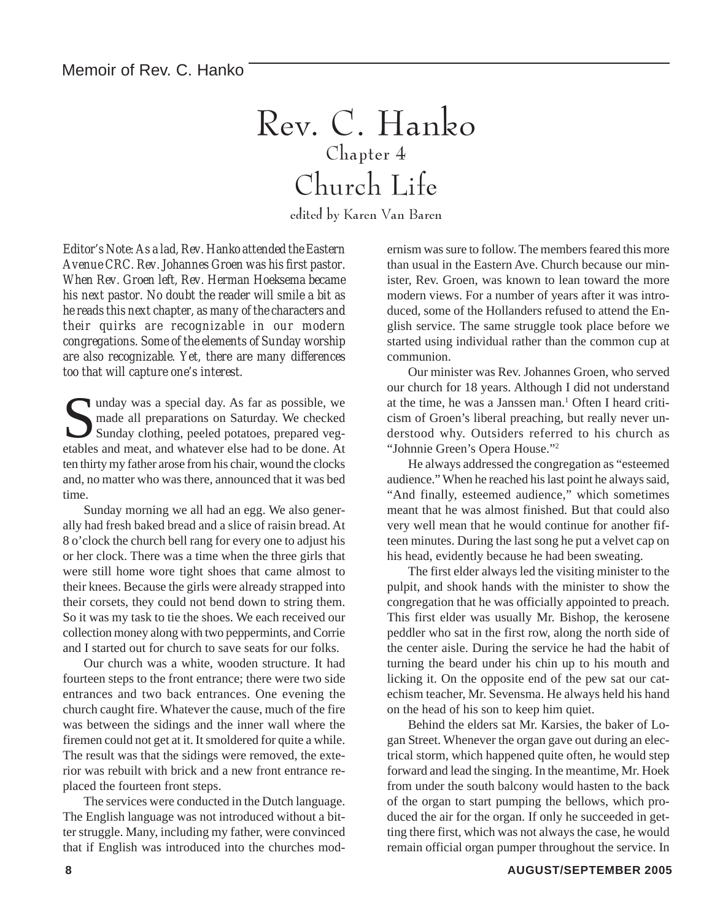# Rev. C. Hanko

## Chapter 4

## Church Life

edited by Karen Van Baren

*Editor's Note: As a lad, Rev. Hanko attended the Eastern Avenue CRC. Rev. Johannes Groen was his first pastor. When Rev. Groen left, Rev. Herman Hoeksema became his next pastor. No doubt the reader will smile a bit as he reads this next chapter, as many of the characters and their quirks are recognizable in our modern congregations. Some of the elements of Sunday worship are also recognizable. Yet, there are many differences too that will capture one's interest.*

Sunday was a special day. As far as possible, we made all preparations on Saturday. We checked Sunday clothing, peeled potatoes, prepared vegetables and meat, and whatever else had to be done. At ten thirty my father arose from his chair, wound the clocks and, no matter who was there, announced that it was bed time.

Sunday morning we all had an egg. We also generally had fresh baked bread and a slice of raisin bread. At 8 o'clock the church bell rang for every one to adjust his or her clock. There was a time when the three girls that were still home wore tight shoes that came almost to their knees. Because the girls were already strapped into their corsets, they could not bend down to string them. So it was my task to tie the shoes. We each received our collection money along with two peppermints, and Corrie and I started out for church to save seats for our folks.

Our church was a white, wooden structure. It had fourteen steps to the front entrance; there were two side entrances and two back entrances. One evening the church caught fire. Whatever the cause, much of the fire was between the sidings and the inner wall where the firemen could not get at it. It smoldered for quite a while. The result was that the sidings were removed, the exterior was rebuilt with brick and a new front entrance replaced the fourteen front steps.

The services were conducted in the Dutch language. The English language was not introduced without a bitter struggle. Many, including my father, were convinced that if English was introduced into the churches modernism was sure to follow. The members feared this more than usual in the Eastern Ave. Church because our minister, Rev. Groen, was known to lean toward the more modern views. For a number of years after it was introduced, some of the Hollanders refused to attend the English service. The same struggle took place before we started using individual rather than the common cup at communion.

Our minister was Rev. Johannes Groen, who served our church for 18 years. Although I did not understand at the time, he was a Janssen man.[1] Often I heard criticism of Groen's liberal preaching, but really never understood why. Outsiders referred to his church as "Johnnie Green's Opera House."[2]

He always addressed the congregation as "esteemed audience." When he reached his last point he always said, "And finally, esteemed audience," which sometimes meant that he was almost finished. But that could also very well mean that he would continue for another fifteen minutes. During the last song he put a velvet cap on his head, evidently because he had been sweating.

The first elder always led the visiting minister to the pulpit, and shook hands with the minister to show the congregation that he was officially appointed to preach. This first elder was usually Mr. Bishop, the kerosene peddler who sat in the first row, along the north side of the center aisle. During the service he had the habit of turning the beard under his chin up to his mouth and licking it. On the opposite end of the pew sat our catechism teacher, Mr. Sevensma. He always held his hand on the head of his son to keep him quiet.

Behind the elders sat Mr. Karsies, the baker of Logan Street. Whenever the organ gave out during an electrical storm, which happened quite often, he would step forward and lead the singing. In the meantime, Mr. Hoek from under the south balcony would hasten to the back of the organ to start pumping the bellows, which produced the air for the organ. If only he succeeded in getting there first, which was not always the case, he would remain official organ pumper throughout the service. In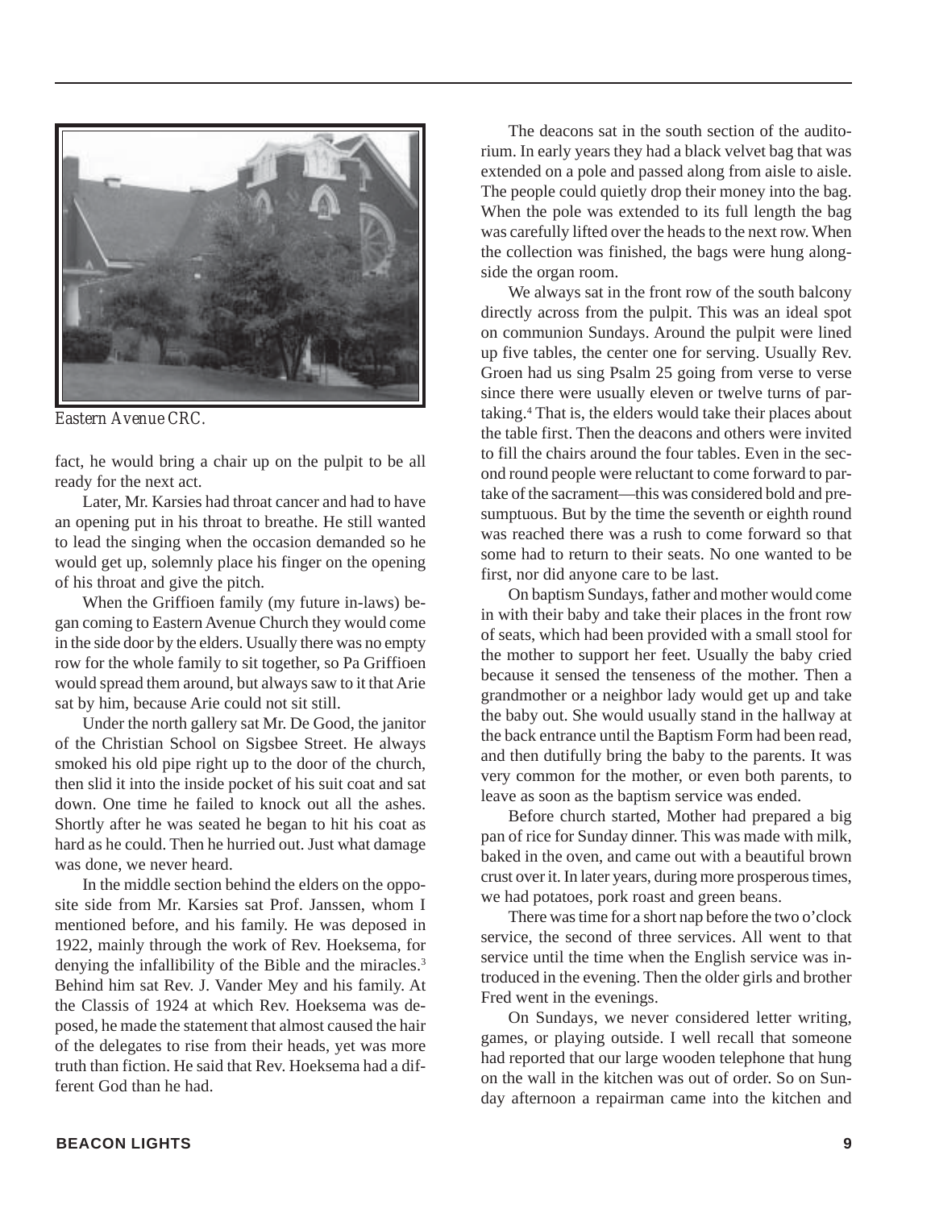*Eastern Avenue CRC.*

fact, he would bring a chair up on the pulpit to be all ready for the next act.

Later, Mr. Karsies had throat cancer and had to have an opening put in his throat to breathe. He still wanted to lead the singing when the occasion demanded so he would get up, solemnly place his finger on the opening of his throat and give the pitch.

When the Griffioen family (my future in-laws) began coming to Eastern Avenue Church they would come in the side door by the elders. Usually there was no empty row for the whole family to sit together, so Pa Griffioen would spread them around, but always saw to it that Arie sat by him, because Arie could not sit still.

Under the north gallery sat Mr. De Good, the janitor of the Christian School on Sigsbee Street. He always smoked his old pipe right up to the door of the church, then slid it into the inside pocket of his suit coat and sat down. One time he failed to knock out all the ashes. Shortly after he was seated he began to hit his coat as hard as he could. Then he hurried out. Just what damage was done, we never heard.

In the middle section behind the elders on the opposite side from Mr. Karsies sat Prof. Janssen, whom I mentioned before, and his family. He was deposed in 1922, mainly through the work of Rev. Hoeksema, for denying the infallibility of the Bible and the miracles.[3] Behind him sat Rev. J. Vander Mey and his family. At the Classis of 1924 at which Rev. Hoeksema was deposed, he made the statement that almost caused the hair of the delegates to rise from their heads, yet was more truth than fiction. He said that Rev. Hoeksema had a different God than he had.

The deacons sat in the south section of the auditorium. In early years they had a black velvet bag that was extended on a pole and passed along from aisle to aisle. The people could quietly drop their money into the bag. When the pole was extended to its full length the bag was carefully lifted over the heads to the next row. When the collection was finished, the bags were hung alongside the organ room.

We always sat in the front row of the south balcony directly across from the pulpit. This was an ideal spot on communion Sundays. Around the pulpit were lined up five tables, the center one for serving. Usually Rev. Groen had us sing Psalm 25 going from verse to verse since there were usually eleven or twelve turns of partaking.[4] That is, the elders would take their places about the table first. Then the deacons and others were invited to fill the chairs around the four tables. Even in the second round people were reluctant to come forward to partake of the sacrament—this was considered bold and presumptuous. But by the time the seventh or eighth round was reached there was a rush to come forward so that some had to return to their seats. No one wanted to be first, nor did anyone care to be last.

On baptism Sundays, father and mother would come in with their baby and take their places in the front row of seats, which had been provided with a small stool for the mother to support her feet. Usually the baby cried because it sensed the tenseness of the mother. Then a grandmother or a neighbor lady would get up and take the baby out. She would usually stand in the hallway at the back entrance until the Baptism Form had been read, and then dutifully bring the baby to the parents. It was very common for the mother, or even both parents, to leave as soon as the baptism service was ended.

Before church started, Mother had prepared a big pan of rice for Sunday dinner. This was made with milk, baked in the oven, and came out with a beautiful brown crust over it. In later years, during more prosperous times, we had potatoes, pork roast and green beans.

There was time for a short nap before the two o'clock service, the second of three services. All went to that service until the time when the English service was introduced in the evening. Then the older girls and brother Fred went in the evenings.

On Sundays, we never considered letter writing, games, or playing outside. I well recall that someone had reported that our large wooden telephone that hung on the wall in the kitchen was out of order. So on Sunday afternoon a repairman came into the kitchen and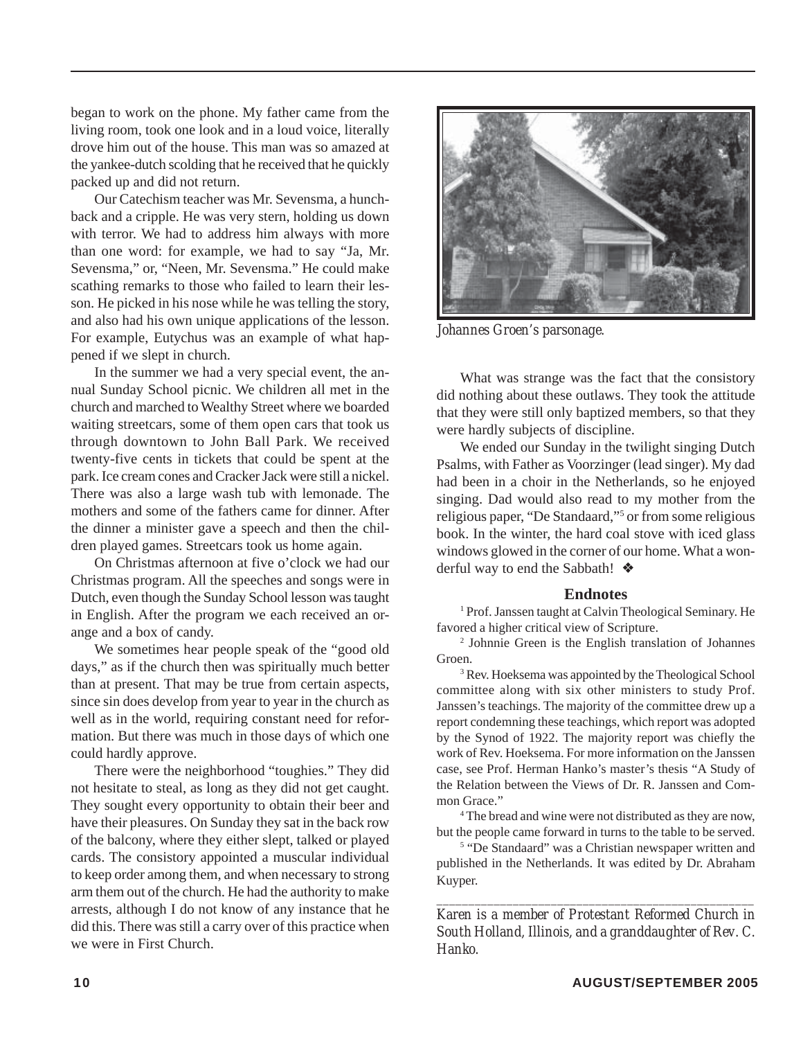began to work on the phone. My father came from the living room, took one look and in a loud voice, literally drove him out of the house. This man was so amazed at the yankee-dutch scolding that he received that he quickly packed up and did not return.

Our Catechism teacher was Mr. Sevensma, a hunchback and a cripple. He was very stern, holding us down with terror. We had to address him always with more than one word: for example, we had to say "Ja, Mr. Sevensma," or, "Neen, Mr. Sevensma." He could make scathing remarks to those who failed to learn their lesson. He picked in his nose while he was telling the story, and also had his own unique applications of the lesson. For example, Eutychus was an example of what happened if we slept in church.

In the summer we had a very special event, the annual Sunday School picnic. We children all met in the church and marched to Wealthy Street where we boarded waiting streetcars, some of them open cars that took us through downtown to John Ball Park. We received twenty-five cents in tickets that could be spent at the park. Ice cream cones and Cracker Jack were still a nickel. There was also a large wash tub with lemonade. The mothers and some of the fathers came for dinner. After the dinner a minister gave a speech and then the children played games. Streetcars took us home again.

On Christmas afternoon at five o'clock we had our Christmas program. All the speeches and songs were in Dutch, even though the Sunday School lesson was taught in English. After the program we each received an orange and a box of candy.

We sometimes hear people speak of the "good old days," as if the church then was spiritually much better than at present. That may be true from certain aspects, since sin does develop from year to year in the church as well as in the world, requiring constant need for reformation. But there was much in those days of which one could hardly approve.

There were the neighborhood "toughies." They did not hesitate to steal, as long as they did not get caught. They sought every opportunity to obtain their beer and have their pleasures. On Sunday they sat in the back row of the balcony, where they either slept, talked or played cards. The consistory appointed a muscular individual to keep order among them, and when necessary to strong arm them out of the church. He had the authority to make arrests, although I do not know of any instance that he did this. There was still a carry over of this practice when we were in First Church.

*Johannes Groen's parsonage.*

What was strange was the fact that the consistory did nothing about these outlaws. They took the attitude that they were still only baptized members, so that they were hardly subjects of discipline.

We ended our Sunday in the twilight singing Dutch Psalms, with Father as Voorzinger (lead singer). My dad had been in a choir in the Netherlands, so he enjoyed singing. Dad would also read to my mother from the religious paper, "De Standaard,"[5] or from some religious book. In the winter, the hard coal stove with iced glass windows glowed in the corner of our home. What a wonderful way to end the Sabbath! ❖

## Endnotes

[1] Prof. Janssen taught at Calvin Theological Seminary. He favored a higher critical view of Scripture.

[2] Johnnie Green is the English translation of Johannes Groen.

[3] Rev. Hoeksema was appointed by the Theological School committee along with six other ministers to study Prof. Janssen's teachings. The majority of the committee drew up a report condemning these teachings, which report was adopted by the Synod of 1922. The majority report was chiefly the work of Rev. Hoeksema. For more information on the Janssen case, see Prof. Herman Hanko's master's thesis "A Study of the Relation between the Views of Dr. R. Janssen and Common Grace."

[4] The bread and wine were not distributed as they are now, but the people came forward in turns to the table to be served.

[5] "De Standaard" was a Christian newspaper written and published in the Netherlands. It was edited by Dr. Abraham Kuyper.

---

*Karen is a member of Protestant Reformed Church in South Holland, Illinois, and a granddaughter of Rev. C. Hanko.*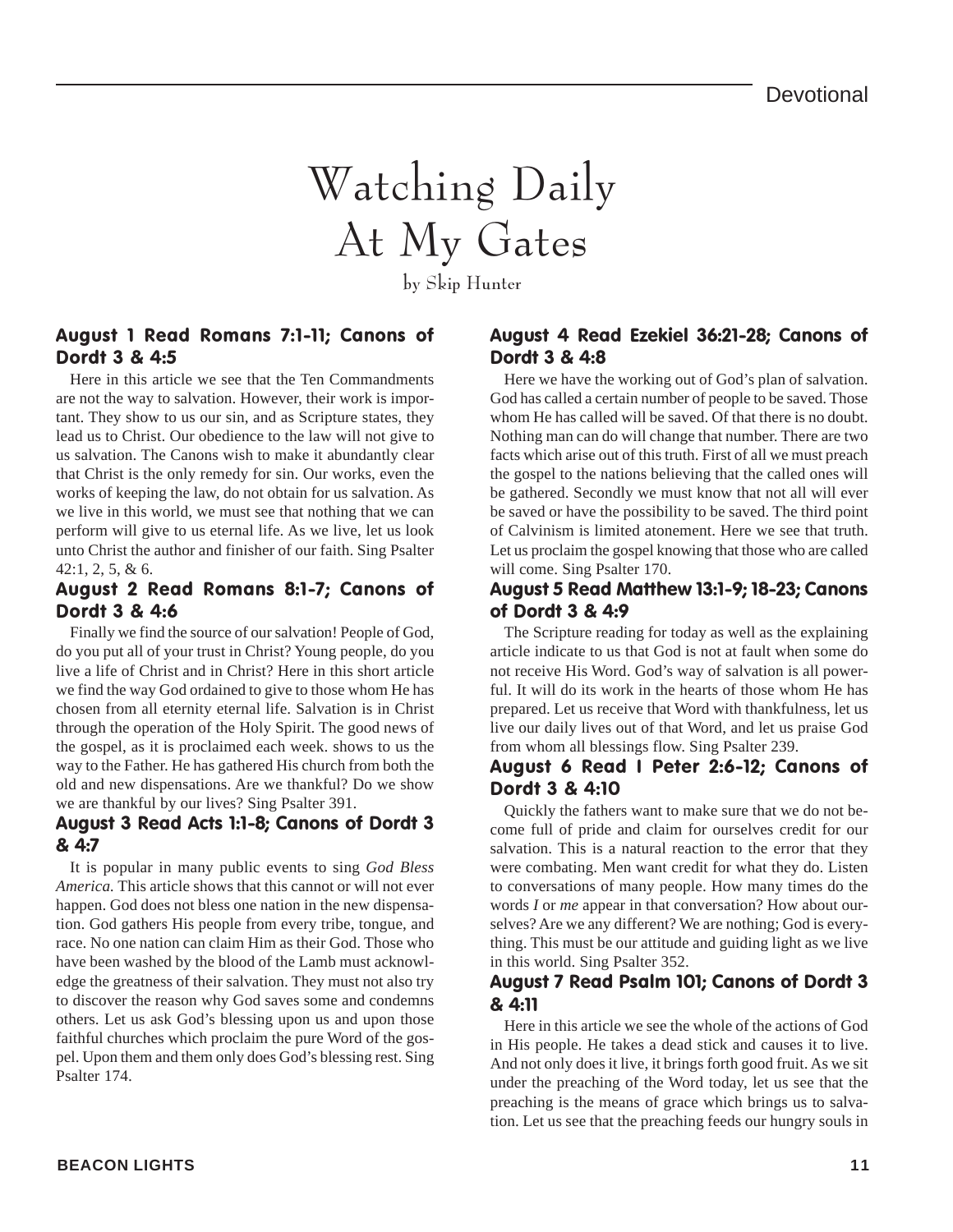# Watching Daily At My Gates

by Skip Hunter

### August 1 Read Romans 7:1-11; Canons of Dordt 3 & 4:5

Here in this article we see that the Ten Commandments are not the way to salvation. However, their work is important. They show to us our sin, and as Scripture states, they lead us to Christ. Our obedience to the law will not give to us salvation. The Canons wish to make it abundantly clear that Christ is the only remedy for sin. Our works, even the works of keeping the law, do not obtain for us salvation. As we live in this world, we must see that nothing that we can perform will give to us eternal life. As we live, let us look unto Christ the author and finisher of our faith. Sing Psalter 42:1, 2, 5, & 6.

### August 2 Read Romans 8:1-7; Canons of Dordt 3 & 4:6

Finally we find the source of our salvation! People of God, do you put all of your trust in Christ? Young people, do you live a life of Christ and in Christ? Here in this short article we find the way God ordained to give to those whom He has chosen from all eternity eternal life. Salvation is in Christ through the operation of the Holy Spirit. The good news of the gospel, as it is proclaimed each week. shows to us the way to the Father. He has gathered His church from both the old and new dispensations. Are we thankful? Do we show we are thankful by our lives? Sing Psalter 391.

### August 3 Read Acts 1:1-8; Canons of Dordt 3 & 4:7

It is popular in many public events to sing *God Bless America.* This article shows that this cannot or will not ever happen. God does not bless one nation in the new dispensation. God gathers His people from every tribe, tongue, and race. No one nation can claim Him as their God. Those who have been washed by the blood of the Lamb must acknowledge the greatness of their salvation. They must not also try to discover the reason why God saves some and condemns others. Let us ask God's blessing upon us and upon those faithful churches which proclaim the pure Word of the gospel. Upon them and them only does God's blessing rest. Sing Psalter 174.

### August 4 Read Ezekiel 36:21-28; Canons of Dordt 3 & 4:8

Here we have the working out of God's plan of salvation. God has called a certain number of people to be saved. Those whom He has called will be saved. Of that there is no doubt. Nothing man can do will change that number. There are two facts which arise out of this truth. First of all we must preach the gospel to the nations believing that the called ones will be gathered. Secondly we must know that not all will ever be saved or have the possibility to be saved. The third point of Calvinism is limited atonement. Here we see that truth. Let us proclaim the gospel knowing that those who are called will come. Sing Psalter 170.

### August 5 Read Matthew 13:1-9; 18-23; Canons of Dordt 3 & 4:9

The Scripture reading for today as well as the explaining article indicate to us that God is not at fault when some do not receive His Word. God's way of salvation is all powerful. It will do its work in the hearts of those whom He has prepared. Let us receive that Word with thankfulness, let us live our daily lives out of that Word, and let us praise God from whom all blessings flow. Sing Psalter 239.

### August 6 Read I Peter 2:6-12; Canons of Dordt 3 & 4:10

Quickly the fathers want to make sure that we do not become full of pride and claim for ourselves credit for our salvation. This is a natural reaction to the error that they were combating. Men want credit for what they do. Listen to conversations of many people. How many times do the words *I* or *me* appear in that conversation? How about ourselves? Are we any different? We are nothing; God is everything. This must be our attitude and guiding light as we live in this world. Sing Psalter 352.

### August 7 Read Psalm 101; Canons of Dordt 3 & 4:11

Here in this article we see the whole of the actions of God in His people. He takes a dead stick and causes it to live. And not only does it live, it brings forth good fruit. As we sit under the preaching of the Word today, let us see that the preaching is the means of grace which brings us to salvation. Let us see that the preaching feeds our hungry souls in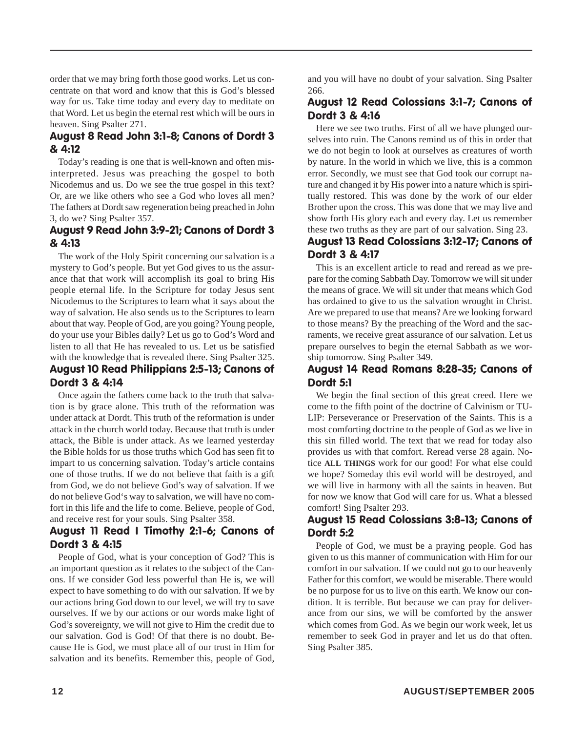order that we may bring forth those good works. Let us concentrate on that word and know that this is God's blessed way for us. Take time today and every day to meditate on that Word. Let us begin the eternal rest which will be ours in heaven. Sing Psalter 271.

### August 8 Read John 3:1-8; Canons of Dordt 3 & 4:12

Today's reading is one that is well-known and often misinterpreted. Jesus was preaching the gospel to both Nicodemus and us. Do we see the true gospel in this text? Or, are we like others who see a God who loves all men? The fathers at Dordt saw regeneration being preached in John 3, do we? Sing Psalter 357.

### August 9 Read John 3:9-21; Canons of Dordt 3 & 4:13

The work of the Holy Spirit concerning our salvation is a mystery to God's people. But yet God gives to us the assurance that that work will accomplish its goal to bring His people eternal life. In the Scripture for today Jesus sent Nicodemus to the Scriptures to learn what it says about the way of salvation. He also sends us to the Scriptures to learn about that way. People of God, are you going? Young people, do your use your Bibles daily? Let us go to God's Word and listen to all that He has revealed to us. Let us be satisfied with the knowledge that is revealed there. Sing Psalter 325.

### August 10 Read Philippians 2:5-13; Canons of Dordt 3 & 4:14

Once again the fathers come back to the truth that salvation is by grace alone. This truth of the reformation was under attack at Dordt. This truth of the reformation is under attack in the church world today. Because that truth is under attack, the Bible is under attack. As we learned yesterday the Bible holds for us those truths which God has seen fit to impart to us concerning salvation. Today's article contains one of those truths. If we do not believe that faith is a gift from God, we do not believe God's way of salvation. If we do not believe God's way to salvation, we will have no comfort in this life and the life to come. Believe, people of God, and receive rest for your souls. Sing Psalter 358.

### August 11 Read I Timothy 2:1-6; Canons of Dordt 3 & 4:15

People of God, what is your conception of God? This is an important question as it relates to the subject of the Canons. If we consider God less powerful than He is, we will expect to have something to do with our salvation. If we by our actions bring God down to our level, we will try to save ourselves. If we by our actions or our words make light of God's sovereignty, we will not give to Him the credit due to our salvation. God is God! Of that there is no doubt. Because He is God, we must place all of our trust in Him for salvation and its benefits. Remember this, people of God, and you will have no doubt of your salvation. Sing Psalter 266.

### August 12 Read Colossians 3:1-7; Canons of Dordt 3 & 4:16

Here we see two truths. First of all we have plunged ourselves into ruin. The Canons remind us of this in order that we do not begin to look at ourselves as creatures of worth by nature. In the world in which we live, this is a common error. Secondly, we must see that God took our corrupt nature and changed it by His power into a nature which is spiritually restored. This was done by the work of our elder Brother upon the cross. This was done that we may live and show forth His glory each and every day. Let us remember these two truths as they are part of our salvation. Sing 23.

### August 13 Read Colossians 3:12-17; Canons of Dordt 3 & 4:17

This is an excellent article to read and reread as we prepare for the coming Sabbath Day. Tomorrow we will sit under the means of grace. We will sit under that means which God has ordained to give to us the salvation wrought in Christ. Are we prepared to use that means? Are we looking forward to those means? By the preaching of the Word and the sacraments, we receive great assurance of our salvation. Let us prepare ourselves to begin the eternal Sabbath as we worship tomorrow. Sing Psalter 349.

### August 14 Read Romans 8:28-35; Canons of Dordt 5:1

We begin the final section of this great creed. Here we come to the fifth point of the doctrine of Calvinism or TULIP: Perseverance or Preservation of the Saints. This is a most comforting doctrine to the people of God as we live in this sin filled world. The text that we read for today also provides us with that comfort. Reread verse 28 again. Notice **ALL THINGS** work for our good! For what else could we hope? Someday this evil world will be destroyed, and we will live in harmony with all the saints in heaven. But for now we know that God will care for us. What a blessed comfort! Sing Psalter 293.

### August 15 Read Colossians 3:8-13; Canons of Dordt 5:2

People of God, we must be a praying people. God has given to us this manner of communication with Him for our comfort in our salvation. If we could not go to our heavenly Father for this comfort, we would be miserable. There would be no purpose for us to live on this earth. We know our condition. It is terrible. But because we can pray for deliverance from our sins, we will be comforted by the answer which comes from God. As we begin our work week, let us remember to seek God in prayer and let us do that often. Sing Psalter 385.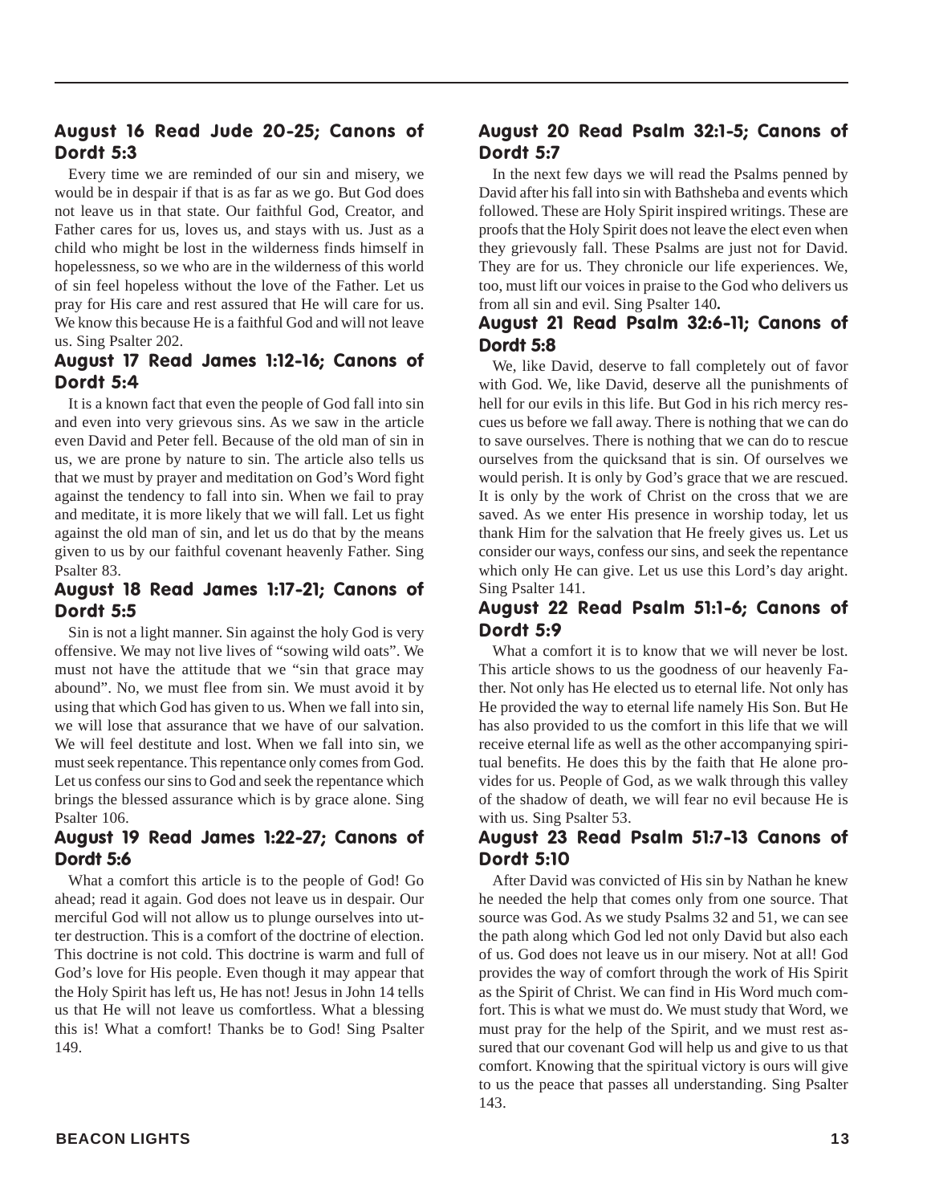### August 16 Read Jude 20-25; Canons of Dordt 5:3

Every time we are reminded of our sin and misery, we would be in despair if that is as far as we go. But God does not leave us in that state. Our faithful God, Creator, and Father cares for us, loves us, and stays with us. Just as a child who might be lost in the wilderness finds himself in hopelessness, so we who are in the wilderness of this world of sin feel hopeless without the love of the Father. Let us pray for His care and rest assured that He will care for us. We know this because He is a faithful God and will not leave us. Sing Psalter 202.

### August 17 Read James 1:12-16; Canons of Dordt 5:4

It is a known fact that even the people of God fall into sin and even into very grievous sins. As we saw in the article even David and Peter fell. Because of the old man of sin in us, we are prone by nature to sin. The article also tells us that we must by prayer and meditation on God's Word fight against the tendency to fall into sin. When we fail to pray and meditate, it is more likely that we will fall. Let us fight against the old man of sin, and let us do that by the means given to us by our faithful covenant heavenly Father. Sing Psalter 83.

### August 18 Read James 1:17-21; Canons of Dordt 5:5

Sin is not a light manner. Sin against the holy God is very offensive. We may not live lives of "sowing wild oats". We must not have the attitude that we "sin that grace may abound". No, we must flee from sin. We must avoid it by using that which God has given to us. When we fall into sin, we will lose that assurance that we have of our salvation. We will feel destitute and lost. When we fall into sin, we must seek repentance. This repentance only comes from God. Let us confess our sins to God and seek the repentance which brings the blessed assurance which is by grace alone. Sing Psalter 106.

### August 19 Read James 1:22-27; Canons of Dordt 5:6

What a comfort this article is to the people of God! Go ahead; read it again. God does not leave us in despair. Our merciful God will not allow us to plunge ourselves into utter destruction. This is a comfort of the doctrine of election. This doctrine is not cold. This doctrine is warm and full of God's love for His people. Even though it may appear that the Holy Spirit has left us, He has not! Jesus in John 14 tells us that He will not leave us comfortless. What a blessing this is! What a comfort! Thanks be to God! Sing Psalter 149.

### August 20 Read Psalm 32:1-5; Canons of Dordt 5:7

In the next few days we will read the Psalms penned by David after his fall into sin with Bathsheba and events which followed. These are Holy Spirit inspired writings. These are proofs that the Holy Spirit does not leave the elect even when they grievously fall. These Psalms are just not for David. They are for us. They chronicle our life experiences. We, too, must lift our voices in praise to the God who delivers us from all sin and evil. Sing Psalter 140**.**

### August 21 Read Psalm 32:6-11; Canons of Dordt 5:8

We, like David, deserve to fall completely out of favor with God. We, like David, deserve all the punishments of hell for our evils in this life. But God in his rich mercy rescues us before we fall away. There is nothing that we can do to save ourselves. There is nothing that we can do to rescue ourselves from the quicksand that is sin. Of ourselves we would perish. It is only by God's grace that we are rescued. It is only by the work of Christ on the cross that we are saved. As we enter His presence in worship today, let us thank Him for the salvation that He freely gives us. Let us consider our ways, confess our sins, and seek the repentance which only He can give. Let us use this Lord's day aright. Sing Psalter 141.

### August 22 Read Psalm 51:1-6; Canons of Dordt 5:9

What a comfort it is to know that we will never be lost. This article shows to us the goodness of our heavenly Father. Not only has He elected us to eternal life. Not only has He provided the way to eternal life namely His Son. But He has also provided to us the comfort in this life that we will receive eternal life as well as the other accompanying spiritual benefits. He does this by the faith that He alone provides for us. People of God, as we walk through this valley of the shadow of death, we will fear no evil because He is with us. Sing Psalter 53.

### August 23 Read Psalm 51:7-13 Canons of Dordt 5:10

After David was convicted of His sin by Nathan he knew he needed the help that comes only from one source. That source was God. As we study Psalms 32 and 51, we can see the path along which God led not only David but also each of us. God does not leave us in our misery. Not at all! God provides the way of comfort through the work of His Spirit as the Spirit of Christ. We can find in His Word much comfort. This is what we must do. We must study that Word, we must pray for the help of the Spirit, and we must rest assured that our covenant God will help us and give to us that comfort. Knowing that the spiritual victory is ours will give to us the peace that passes all understanding. Sing Psalter 143.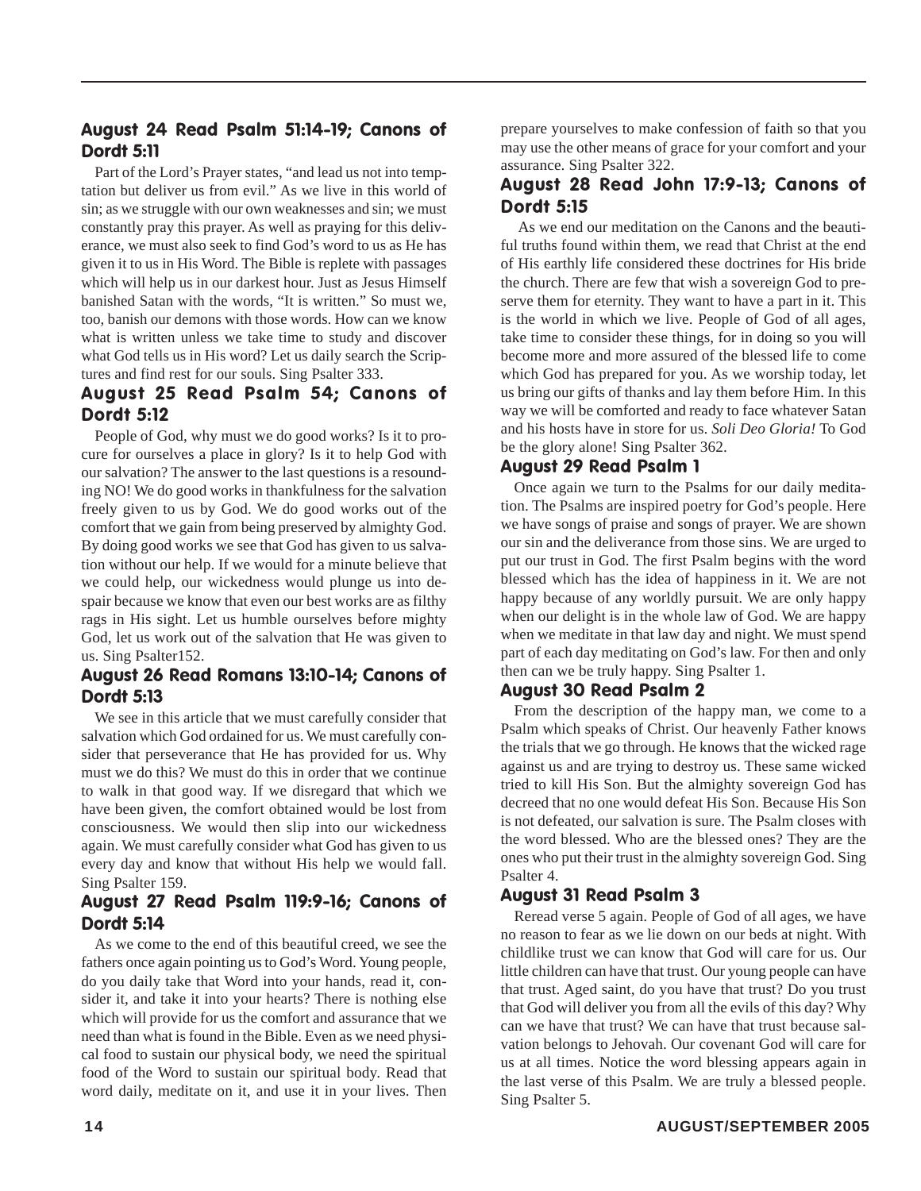### August 24 Read Psalm 51:14-19; Canons of Dordt 5:11

Part of the Lord's Prayer states, "and lead us not into temptation but deliver us from evil." As we live in this world of sin; as we struggle with our own weaknesses and sin; we must constantly pray this prayer. As well as praying for this deliverance, we must also seek to find God's word to us as He has given it to us in His Word. The Bible is replete with passages which will help us in our darkest hour. Just as Jesus Himself banished Satan with the words, "It is written." So must we, too, banish our demons with those words. How can we know what is written unless we take time to study and discover what God tells us in His word? Let us daily search the Scriptures and find rest for our souls. Sing Psalter 333.

### August 25 Read Psalm 54; Canons of Dordt 5:12

People of God, why must we do good works? Is it to procure for ourselves a place in glory? Is it to help God with our salvation? The answer to the last questions is a resounding NO! We do good works in thankfulness for the salvation freely given to us by God. We do good works out of the comfort that we gain from being preserved by almighty God. By doing good works we see that God has given to us salvation without our help. If we would for a minute believe that we could help, our wickedness would plunge us into despair because we know that even our best works are as filthy rags in His sight. Let us humble ourselves before mighty God, let us work out of the salvation that He was given to us. Sing Psalter152.

### August 26 Read Romans 13:10-14; Canons of Dordt 5:13

We see in this article that we must carefully consider that salvation which God ordained for us. We must carefully consider that perseverance that He has provided for us. Why must we do this? We must do this in order that we continue to walk in that good way. If we disregard that which we have been given, the comfort obtained would be lost from consciousness. We would then slip into our wickedness again. We must carefully consider what God has given to us every day and know that without His help we would fall. Sing Psalter 159.

### August 27 Read Psalm 119:9-16; Canons of Dordt 5:14

As we come to the end of this beautiful creed, we see the fathers once again pointing us to God's Word. Young people, do you daily take that Word into your hands, read it, consider it, and take it into your hearts? There is nothing else which will provide for us the comfort and assurance that we need than what is found in the Bible. Even as we need physical food to sustain our physical body, we need the spiritual food of the Word to sustain our spiritual body. Read that word daily, meditate on it, and use it in your lives. Then prepare yourselves to make confession of faith so that you may use the other means of grace for your comfort and your assurance. Sing Psalter 322.

### August 28 Read John 17:9-13; Canons of Dordt 5:15

As we end our meditation on the Canons and the beautiful truths found within them, we read that Christ at the end of His earthly life considered these doctrines for His bride the church. There are few that wish a sovereign God to preserve them for eternity. They want to have a part in it. This is the world in which we live. People of God of all ages, take time to consider these things, for in doing so you will become more and more assured of the blessed life to come which God has prepared for you. As we worship today, let us bring our gifts of thanks and lay them before Him. In this way we will be comforted and ready to face whatever Satan and his hosts have in store for us. *Soli Deo Gloria!* To God be the glory alone! Sing Psalter 362.

### August 29 Read Psalm 1

Once again we turn to the Psalms for our daily meditation. The Psalms are inspired poetry for God's people. Here we have songs of praise and songs of prayer. We are shown our sin and the deliverance from those sins. We are urged to put our trust in God. The first Psalm begins with the word blessed which has the idea of happiness in it. We are not happy because of any worldly pursuit. We are only happy when our delight is in the whole law of God. We are happy when we meditate in that law day and night. We must spend part of each day meditating on God's law. For then and only then can we be truly happy. Sing Psalter 1.

### August 30 Read Psalm 2

From the description of the happy man, we come to a Psalm which speaks of Christ. Our heavenly Father knows the trials that we go through. He knows that the wicked rage against us and are trying to destroy us. These same wicked tried to kill His Son. But the almighty sovereign God has decreed that no one would defeat His Son. Because His Son is not defeated, our salvation is sure. The Psalm closes with the word blessed. Who are the blessed ones? They are the ones who put their trust in the almighty sovereign God. Sing Psalter 4.

### August 31 Read Psalm 3

Reread verse 5 again. People of God of all ages, we have no reason to fear as we lie down on our beds at night. With childlike trust we can know that God will care for us. Our little children can have that trust. Our young people can have that trust. Aged saint, do you have that trust? Do you trust that God will deliver you from all the evils of this day? Why can we have that trust? We can have that trust because salvation belongs to Jehovah. Our covenant God will care for us at all times. Notice the word blessing appears again in the last verse of this Psalm. We are truly a blessed people. Sing Psalter 5.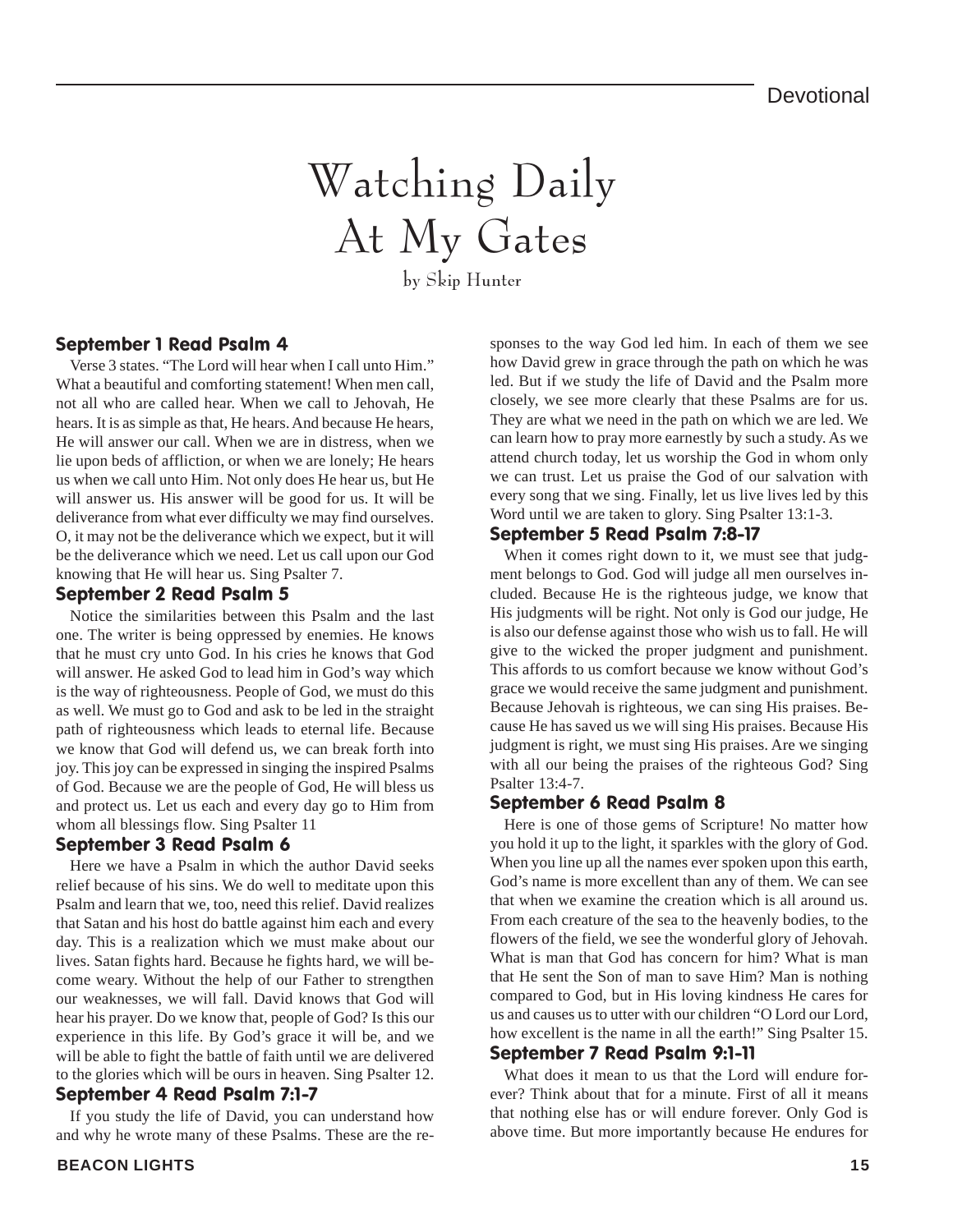Devotional

# Watching Daily At My Gates

by Skip Hunter

### September 1 Read Psalm 4

Verse 3 states. "The Lord will hear when I call unto Him." What a beautiful and comforting statement! When men call, not all who are called hear. When we call to Jehovah, He hears. It is as simple as that, He hears. And because He hears, He will answer our call. When we are in distress, when we lie upon beds of affliction, or when we are lonely; He hears us when we call unto Him. Not only does He hear us, but He will answer us. His answer will be good for us. It will be deliverance from what ever difficulty we may find ourselves. O, it may not be the deliverance which we expect, but it will be the deliverance which we need. Let us call upon our God knowing that He will hear us. Sing Psalter 7.

### September 2 Read Psalm 5

Notice the similarities between this Psalm and the last one. The writer is being oppressed by enemies. He knows that he must cry unto God. In his cries he knows that God will answer. He asked God to lead him in God's way which is the way of righteousness. People of God, we must do this as well. We must go to God and ask to be led in the straight path of righteousness which leads to eternal life. Because we know that God will defend us, we can break forth into joy. This joy can be expressed in singing the inspired Psalms of God. Because we are the people of God, He will bless us and protect us. Let us each and every day go to Him from whom all blessings flow. Sing Psalter 11

### September 3 Read Psalm 6

Here we have a Psalm in which the author David seeks relief because of his sins. We do well to meditate upon this Psalm and learn that we, too, need this relief. David realizes that Satan and his host do battle against him each and every day. This is a realization which we must make about our lives. Satan fights hard. Because he fights hard, we will become weary. Without the help of our Father to strengthen our weaknesses, we will fall. David knows that God will hear his prayer. Do we know that, people of God? Is this our experience in this life. By God's grace it will be, and we will be able to fight the battle of faith until we are delivered to the glories which will be ours in heaven. Sing Psalter 12.

### September 4 Read Psalm 7:1-7

If you study the life of David, you can understand how and why he wrote many of these Psalms. These are the responses to the way God led him. In each of them we see how David grew in grace through the path on which he was led. But if we study the life of David and the Psalm more closely, we see more clearly that these Psalms are for us. They are what we need in the path on which we are led. We can learn how to pray more earnestly by such a study. As we attend church today, let us worship the God in whom only we can trust. Let us praise the God of our salvation with every song that we sing. Finally, let us live lives led by this Word until we are taken to glory. Sing Psalter 13:1-3.

### September 5 Read Psalm 7:8-17

When it comes right down to it, we must see that judgment belongs to God. God will judge all men ourselves included. Because He is the righteous judge, we know that His judgments will be right. Not only is God our judge, He is also our defense against those who wish us to fall. He will give to the wicked the proper judgment and punishment. This affords to us comfort because we know without God's grace we would receive the same judgment and punishment. Because Jehovah is righteous, we can sing His praises. Because He has saved us we will sing His praises. Because His judgment is right, we must sing His praises. Are we singing with all our being the praises of the righteous God? Sing Psalter 13:4-7.

### September 6 Read Psalm 8

Here is one of those gems of Scripture! No matter how you hold it up to the light, it sparkles with the glory of God. When you line up all the names ever spoken upon this earth, God's name is more excellent than any of them. We can see that when we examine the creation which is all around us. From each creature of the sea to the heavenly bodies, to the flowers of the field, we see the wonderful glory of Jehovah. What is man that God has concern for him? What is man that He sent the Son of man to save Him? Man is nothing compared to God, but in His loving kindness He cares for us and causes us to utter with our children "O Lord our Lord, how excellent is the name in all the earth!" Sing Psalter 15.

### September 7 Read Psalm 9:1-11

What does it mean to us that the Lord will endure forever? Think about that for a minute. First of all it means that nothing else has or will endure forever. Only God is above time. But more importantly because He endures for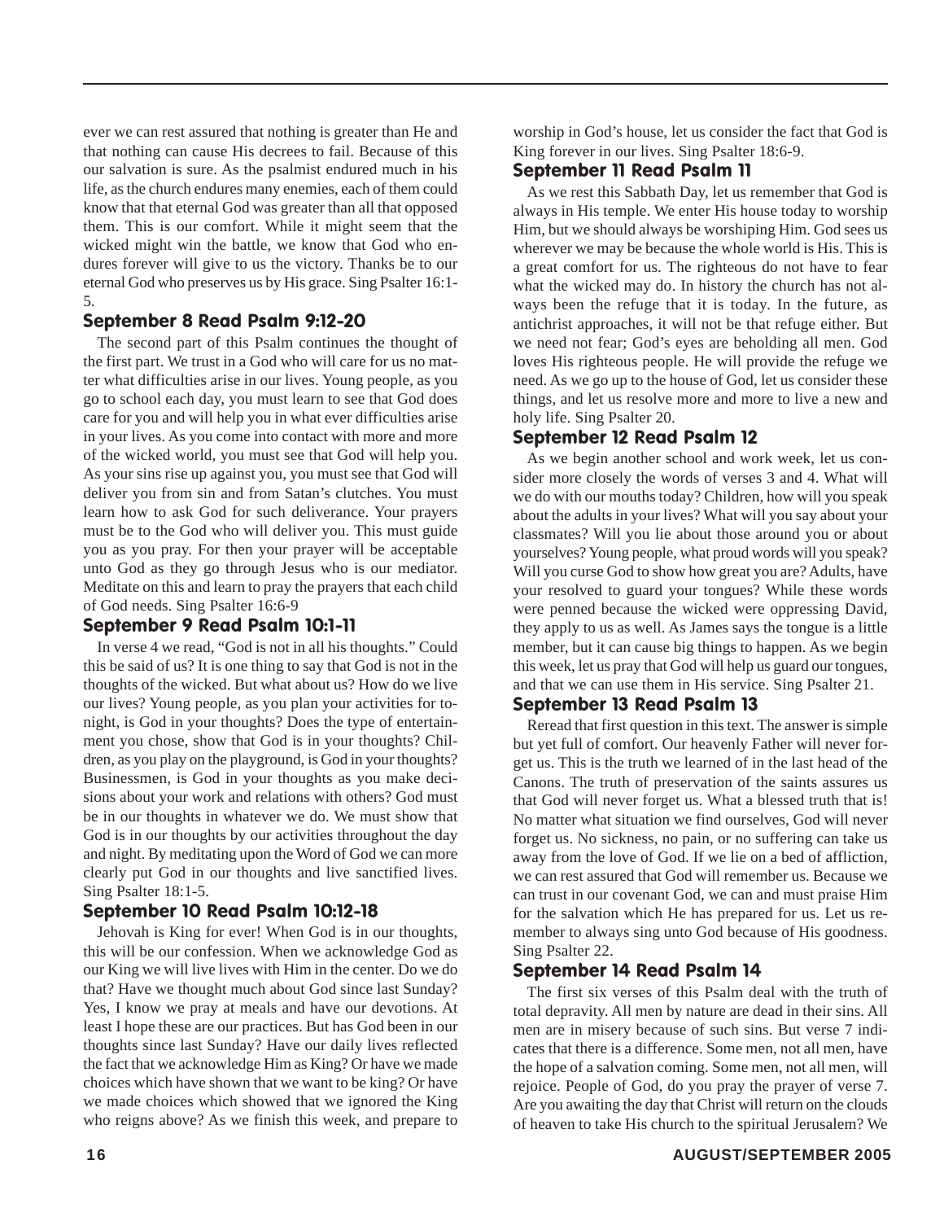ever we can rest assured that nothing is greater than He and that nothing can cause His decrees to fail. Because of this our salvation is sure. As the psalmist endured much in his life, as the church endures many enemies, each of them could know that that eternal God was greater than all that opposed them. This is our comfort. While it might seem that the wicked might win the battle, we know that God who endures forever will give to us the victory. Thanks be to our eternal God who preserves us by His grace. Sing Psalter 16:1-5.

### September 8 Read Psalm 9:12-20

The second part of this Psalm continues the thought of the first part. We trust in a God who will care for us no matter what difficulties arise in our lives. Young people, as you go to school each day, you must learn to see that God does care for you and will help you in what ever difficulties arise in your lives. As you come into contact with more and more of the wicked world, you must see that God will help you. As your sins rise up against you, you must see that God will deliver you from sin and from Satan's clutches. You must learn how to ask God for such deliverance. Your prayers must be to the God who will deliver you. This must guide you as you pray. For then your prayer will be acceptable unto God as they go through Jesus who is our mediator. Meditate on this and learn to pray the prayers that each child of God needs. Sing Psalter 16:6-9

### September 9 Read Psalm 10:1-11

In verse 4 we read, "God is not in all his thoughts." Could this be said of us? It is one thing to say that God is not in the thoughts of the wicked. But what about us? How do we live our lives? Young people, as you plan your activities for tonight, is God in your thoughts? Does the type of entertainment you chose, show that God is in your thoughts? Children, as you play on the playground, is God in your thoughts? Businessmen, is God in your thoughts as you make decisions about your work and relations with others? God must be in our thoughts in whatever we do. We must show that God is in our thoughts by our activities throughout the day and night. By meditating upon the Word of God we can more clearly put God in our thoughts and live sanctified lives. Sing Psalter 18:1-5.

### September 10 Read Psalm 10:12-18

Jehovah is King for ever! When God is in our thoughts, this will be our confession. When we acknowledge God as our King we will live lives with Him in the center. Do we do that? Have we thought much about God since last Sunday? Yes, I know we pray at meals and have our devotions. At least I hope these are our practices. But has God been in our thoughts since last Sunday? Have our daily lives reflected the fact that we acknowledge Him as King? Or have we made choices which have shown that we want to be king? Or have we made choices which showed that we ignored the King who reigns above? As we finish this week, and prepare to worship in God's house, let us consider the fact that God is King forever in our lives. Sing Psalter 18:6-9.

### September 11 Read Psalm 11

As we rest this Sabbath Day, let us remember that God is always in His temple. We enter His house today to worship Him, but we should always be worshiping Him. God sees us wherever we may be because the whole world is His. This is a great comfort for us. The righteous do not have to fear what the wicked may do. In history the church has not always been the refuge that it is today. In the future, as antichrist approaches, it will not be that refuge either. But we need not fear; God's eyes are beholding all men. God loves His righteous people. He will provide the refuge we need. As we go up to the house of God, let us consider these things, and let us resolve more and more to live a new and holy life. Sing Psalter 20.

### September 12 Read Psalm 12

As we begin another school and work week, let us consider more closely the words of verses 3 and 4. What will we do with our mouths today? Children, how will you speak about the adults in your lives? What will you say about your classmates? Will you lie about those around you or about yourselves? Young people, what proud words will you speak? Will you curse God to show how great you are? Adults, have your resolved to guard your tongues? While these words were penned because the wicked were oppressing David, they apply to us as well. As James says the tongue is a little member, but it can cause big things to happen. As we begin this week, let us pray that God will help us guard our tongues, and that we can use them in His service. Sing Psalter 21.

### September 13 Read Psalm 13

Reread that first question in this text. The answer is simple but yet full of comfort. Our heavenly Father will never forget us. This is the truth we learned of in the last head of the Canons. The truth of preservation of the saints assures us that God will never forget us. What a blessed truth that is! No matter what situation we find ourselves, God will never forget us. No sickness, no pain, or no suffering can take us away from the love of God. If we lie on a bed of affliction, we can rest assured that God will remember us. Because we can trust in our covenant God, we can and must praise Him for the salvation which He has prepared for us. Let us remember to always sing unto God because of His goodness. Sing Psalter 22.

### September 14 Read Psalm 14

The first six verses of this Psalm deal with the truth of total depravity. All men by nature are dead in their sins. All men are in misery because of such sins. But verse 7 indicates that there is a difference. Some men, not all men, have the hope of a salvation coming. Some men, not all men, will rejoice. People of God, do you pray the prayer of verse 7. Are you awaiting the day that Christ will return on the clouds of heaven to take His church to the spiritual Jerusalem? We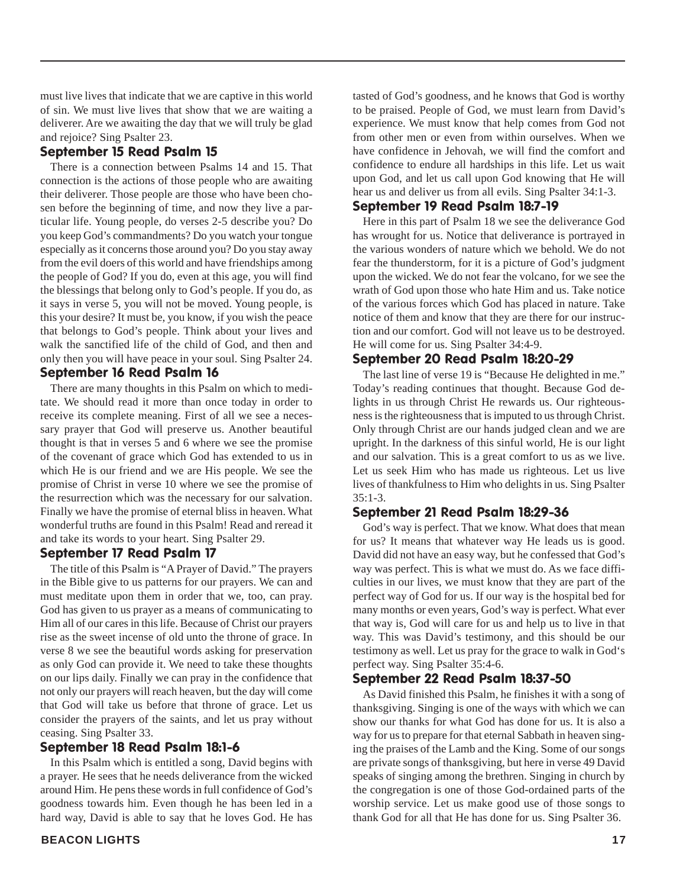must live lives that indicate that we are captive in this world of sin. We must live lives that show that we are waiting a deliverer. Are we awaiting the day that we will truly be glad and rejoice? Sing Psalter 23.

### September 15 Read Psalm 15

There is a connection between Psalms 14 and 15. That connection is the actions of those people who are awaiting their deliverer. Those people are those who have been chosen before the beginning of time, and now they live a particular life. Young people, do verses 2-5 describe you? Do you keep God's commandments? Do you watch your tongue especially as it concerns those around you? Do you stay away from the evil doers of this world and have friendships among the people of God? If you do, even at this age, you will find the blessings that belong only to God's people. If you do, as it says in verse 5, you will not be moved. Young people, is this your desire? It must be, you know, if you wish the peace that belongs to God's people. Think about your lives and walk the sanctified life of the child of God, and then and only then you will have peace in your soul. Sing Psalter 24.

### September 16 Read Psalm 16

There are many thoughts in this Psalm on which to meditate. We should read it more than once today in order to receive its complete meaning. First of all we see a necessary prayer that God will preserve us. Another beautiful thought is that in verses 5 and 6 where we see the promise of the covenant of grace which God has extended to us in which He is our friend and we are His people. We see the promise of Christ in verse 10 where we see the promise of the resurrection which was the necessary for our salvation. Finally we have the promise of eternal bliss in heaven. What wonderful truths are found in this Psalm! Read and reread it and take its words to your heart. Sing Psalter 29.

### September 17 Read Psalm 17

The title of this Psalm is "A Prayer of David." The prayers in the Bible give to us patterns for our prayers. We can and must meditate upon them in order that we, too, can pray. God has given to us prayer as a means of communicating to Him all of our cares in this life. Because of Christ our prayers rise as the sweet incense of old unto the throne of grace. In verse 8 we see the beautiful words asking for preservation as only God can provide it. We need to take these thoughts on our lips daily. Finally we can pray in the confidence that not only our prayers will reach heaven, but the day will come that God will take us before that throne of grace. Let us consider the prayers of the saints, and let us pray without ceasing. Sing Psalter 33.

### September 18 Read Psalm 18:1-6

In this Psalm which is entitled a song, David begins with a prayer. He sees that he needs deliverance from the wicked around Him. He pens these words in full confidence of God's goodness towards him. Even though he has been led in a hard way, David is able to say that he loves God. He has tasted of God's goodness, and he knows that God is worthy to be praised. People of God, we must learn from David's experience. We must know that help comes from God not from other men or even from within ourselves. When we have confidence in Jehovah, we will find the comfort and confidence to endure all hardships in this life. Let us wait upon God, and let us call upon God knowing that He will hear us and deliver us from all evils. Sing Psalter 34:1-3.

### September 19 Read Psalm 18:7-19

Here in this part of Psalm 18 we see the deliverance God has wrought for us. Notice that deliverance is portrayed in the various wonders of nature which we behold. We do not fear the thunderstorm, for it is a picture of God's judgment upon the wicked. We do not fear the volcano, for we see the wrath of God upon those who hate Him and us. Take notice of the various forces which God has placed in nature. Take notice of them and know that they are there for our instruction and our comfort. God will not leave us to be destroyed. He will come for us. Sing Psalter 34:4-9.

### September 20 Read Psalm 18:20-29

The last line of verse 19 is "Because He delighted in me." Today's reading continues that thought. Because God delights in us through Christ He rewards us. Our righteousness is the righteousness that is imputed to us through Christ. Only through Christ are our hands judged clean and we are upright. In the darkness of this sinful world, He is our light and our salvation. This is a great comfort to us as we live. Let us seek Him who has made us righteous. Let us live lives of thankfulness to Him who delights in us. Sing Psalter 35:1-3.

### September 21 Read Psalm 18:29-36

God's way is perfect. That we know. What does that mean for us? It means that whatever way He leads us is good. David did not have an easy way, but he confessed that God's way was perfect. This is what we must do. As we face difficulties in our lives, we must know that they are part of the perfect way of God for us. If our way is the hospital bed for many months or even years, God's way is perfect. What ever that way is, God will care for us and help us to live in that way. This was David's testimony, and this should be our testimony as well. Let us pray for the grace to walk in God's perfect way. Sing Psalter 35:4-6.

### September 22 Read Psalm 18:37-50

As David finished this Psalm, he finishes it with a song of thanksgiving. Singing is one of the ways with which we can show our thanks for what God has done for us. It is also a way for us to prepare for that eternal Sabbath in heaven singing the praises of the Lamb and the King. Some of our songs are private songs of thanksgiving, but here in verse 49 David speaks of singing among the brethren. Singing in church by the congregation is one of those God-ordained parts of the worship service. Let us make good use of those songs to thank God for all that He has done for us. Sing Psalter 36.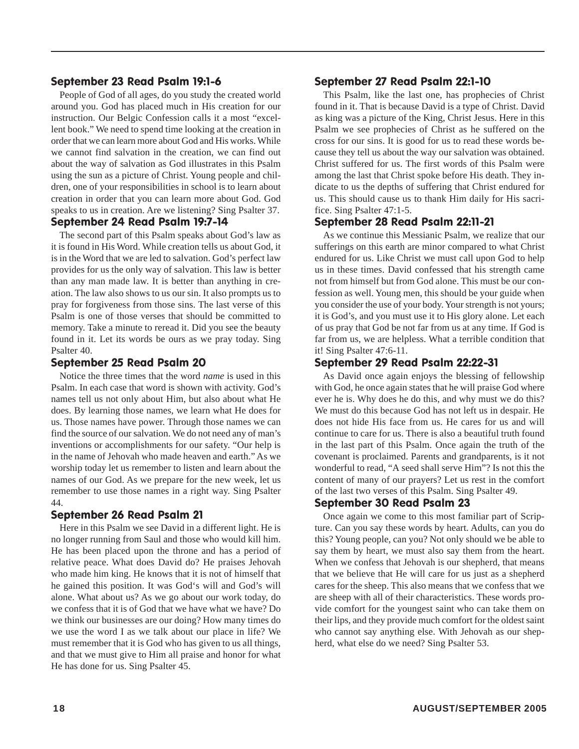### September 23 Read Psalm 19:1-6

People of God of all ages, do you study the created world around you. God has placed much in His creation for our instruction. Our Belgic Confession calls it a most "excellent book." We need to spend time looking at the creation in order that we can learn more about God and His works. While we cannot find salvation in the creation, we can find out about the way of salvation as God illustrates in this Psalm using the sun as a picture of Christ. Young people and children, one of your responsibilities in school is to learn about creation in order that you can learn more about God. God speaks to us in creation. Are we listening? Sing Psalter 37.

### September 24 Read Psalm 19:7-14

The second part of this Psalm speaks about God's law as it is found in His Word. While creation tells us about God, it is in the Word that we are led to salvation. God's perfect law provides for us the only way of salvation. This law is better than any man made law. It is better than anything in creation. The law also shows to us our sin. It also prompts us to pray for forgiveness from those sins. The last verse of this Psalm is one of those verses that should be committed to memory. Take a minute to reread it. Did you see the beauty found in it. Let its words be ours as we pray today. Sing Psalter 40.

### September 25 Read Psalm 20

Notice the three times that the word *name* is used in this Psalm. In each case that word is shown with activity. God's names tell us not only about Him, but also about what He does. By learning those names, we learn what He does for us. Those names have power. Through those names we can find the source of our salvation. We do not need any of man's inventions or accomplishments for our safety. "Our help is in the name of Jehovah who made heaven and earth." As we worship today let us remember to listen and learn about the names of our God. As we prepare for the new week, let us remember to use those names in a right way. Sing Psalter 44.

### September 26 Read Psalm 21

Here in this Psalm we see David in a different light. He is no longer running from Saul and those who would kill him. He has been placed upon the throne and has a period of relative peace. What does David do? He praises Jehovah who made him king. He knows that it is not of himself that he gained this position. It was God's will and God's will alone. What about us? As we go about our work today, do we confess that it is of God that we have what we have? Do we think our businesses are our doing? How many times do we use the word I as we talk about our place in life? We must remember that it is God who has given to us all things, and that we must give to Him all praise and honor for what He has done for us. Sing Psalter 45.

### September 27 Read Psalm 22:1-10

This Psalm, like the last one, has prophecies of Christ found in it. That is because David is a type of Christ. David as king was a picture of the King, Christ Jesus. Here in this Psalm we see prophecies of Christ as he suffered on the cross for our sins. It is good for us to read these words because they tell us about the way our salvation was obtained. Christ suffered for us. The first words of this Psalm were among the last that Christ spoke before His death. They indicate to us the depths of suffering that Christ endured for us. This should cause us to thank Him daily for His sacrifice. Sing Psalter 47:1-5.

### September 28 Read Psalm 22:11-21

As we continue this Messianic Psalm, we realize that our sufferings on this earth are minor compared to what Christ endured for us. Like Christ we must call upon God to help us in these times. David confessed that his strength came not from himself but from God alone. This must be our confession as well. Young men, this should be your guide when you consider the use of your body. Your strength is not yours; it is God's, and you must use it to His glory alone. Let each of us pray that God be not far from us at any time. If God is far from us, we are helpless. What a terrible condition that it! Sing Psalter 47:6-11.

### September 29 Read Psalm 22:22-31

As David once again enjoys the blessing of fellowship with God, he once again states that he will praise God where ever he is. Why does he do this, and why must we do this? We must do this because God has not left us in despair. He does not hide His face from us. He cares for us and will continue to care for us. There is also a beautiful truth found in the last part of this Psalm. Once again the truth of the covenant is proclaimed. Parents and grandparents, is it not wonderful to read, "A seed shall serve Him"? Is not this the content of many of our prayers? Let us rest in the comfort of the last two verses of this Psalm. Sing Psalter 49.

### September 30 Read Psalm 23

Once again we come to this most familiar part of Scripture. Can you say these words by heart. Adults, can you do this? Young people, can you? Not only should we be able to say them by heart, we must also say them from the heart. When we confess that Jehovah is our shepherd, that means that we believe that He will care for us just as a shepherd cares for the sheep. This also means that we confess that we are sheep with all of their characteristics. These words provide comfort for the youngest saint who can take them on their lips, and they provide much comfort for the oldest saint who cannot say anything else. With Jehovah as our shepherd, what else do we need? Sing Psalter 53.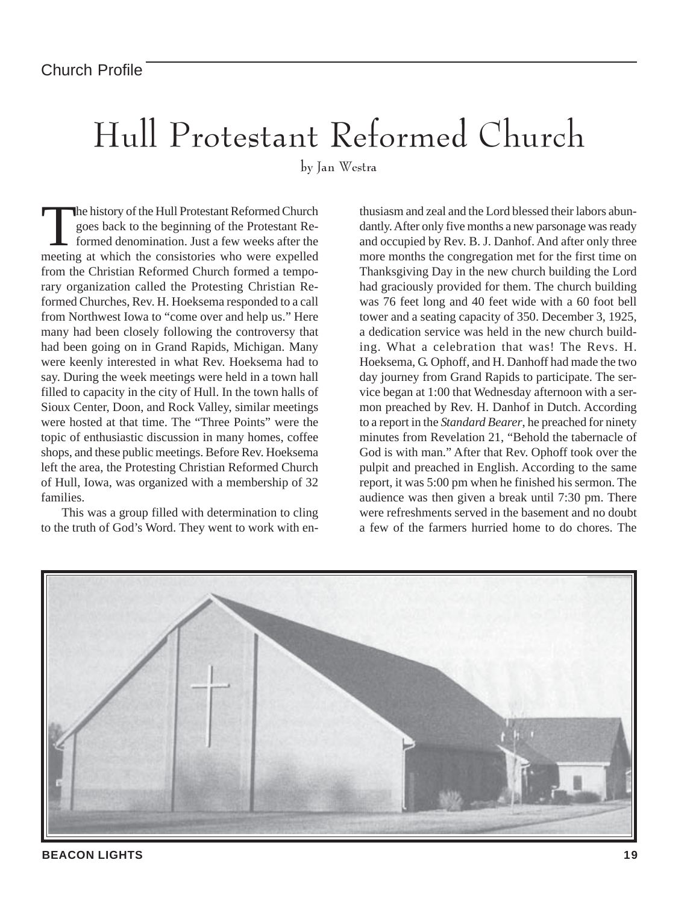Church Profile

# Hull Protestant Reformed Church

by Jan Westra

The history of the Hull Protestant Reformed Church goes back to the beginning of the Protestant Reformed denomination. Just a few weeks after the meeting at which the consistories who were expelled from the Christian Reformed Church formed a temporary organization called the Protesting Christian Reformed Churches, Rev. H. Hoeksema responded to a call from Northwest Iowa to "come over and help us." Here many had been closely following the controversy that had been going on in Grand Rapids, Michigan. Many were keenly interested in what Rev. Hoeksema had to say. During the week meetings were held in a town hall filled to capacity in the city of Hull. In the town halls of Sioux Center, Doon, and Rock Valley, similar meetings were hosted at that time. The "Three Points" were the topic of enthusiastic discussion in many homes, coffee shops, and these public meetings. Before Rev. Hoeksema left the area, the Protesting Christian Reformed Church of Hull, Iowa, was organized with a membership of 32 families.

This was a group filled with determination to cling to the truth of God's Word. They went to work with enthusiasm and zeal and the Lord blessed their labors abundantly. After only five months a new parsonage was ready and occupied by Rev. B. J. Danhof. And after only three more months the congregation met for the first time on Thanksgiving Day in the new church building the Lord had graciously provided for them. The church building was 76 feet long and 40 feet wide with a 60 foot bell tower and a seating capacity of 350. December 3, 1925, a dedication service was held in the new church building. What a celebration that was! The Revs. H. Hoeksema, G. Ophoff, and H. Danhoff had made the two day journey from Grand Rapids to participate. The service began at 1:00 that Wednesday afternoon with a sermon preached by Rev. H. Danhof in Dutch. According to a report in the *Standard Bearer*, he preached for ninety minutes from Revelation 21, "Behold the tabernacle of God is with man." After that Rev. Ophoff took over the pulpit and preached in English. According to the same report, it was 5:00 pm when he finished his sermon. The audience was then given a break until 7:30 pm. There were refreshments served in the basement and no doubt a few of the farmers hurried home to do chores. The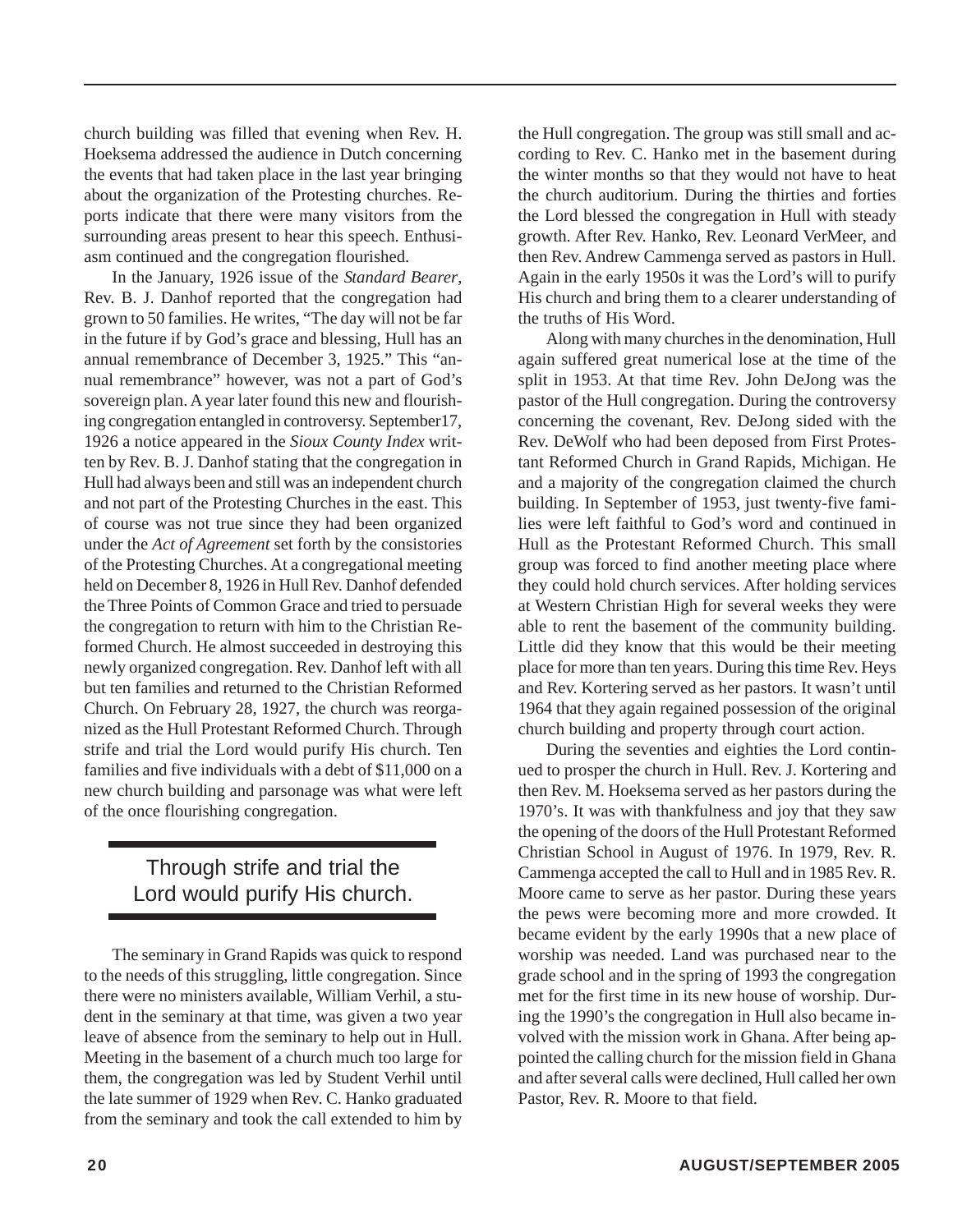church building was filled that evening when Rev. H. Hoeksema addressed the audience in Dutch concerning the events that had taken place in the last year bringing about the organization of the Protesting churches. Reports indicate that there were many visitors from the surrounding areas present to hear this speech. Enthusiasm continued and the congregation flourished.

In the January, 1926 issue of the *Standard Bearer*, Rev. B. J. Danhof reported that the congregation had grown to 50 families. He writes, "The day will not be far in the future if by God's grace and blessing, Hull has an annual remembrance of December 3, 1925." This "annual remembrance" however, was not a part of God's sovereign plan. A year later found this new and flourishing congregation entangled in controversy. September17, 1926 a notice appeared in the *Sioux County Index* written by Rev. B. J. Danhof stating that the congregation in Hull had always been and still was an independent church and not part of the Protesting Churches in the east. This of course was not true since they had been organized under the *Act of Agreement* set forth by the consistories of the Protesting Churches. At a congregational meeting held on December 8, 1926 in Hull Rev. Danhof defended the Three Points of Common Grace and tried to persuade the congregation to return with him to the Christian Reformed Church. He almost succeeded in destroying this newly organized congregation. Rev. Danhof left with all but ten families and returned to the Christian Reformed Church. On February 28, 1927, the church was reorganized as the Hull Protestant Reformed Church. Through strife and trial the Lord would purify His church. Ten families and five individuals with a debt of $11,000 on a new church building and parsonage was what were left of the once flourishing congregation.

> Through strife and trial the Lord would purify His church.

The seminary in Grand Rapids was quick to respond to the needs of this struggling, little congregation. Since there were no ministers available, William Verhil, a student in the seminary at that time, was given a two year leave of absence from the seminary to help out in Hull. Meeting in the basement of a church much too large for them, the congregation was led by Student Verhil until the late summer of 1929 when Rev. C. Hanko graduated from the seminary and took the call extended to him by the Hull congregation. The group was still small and according to Rev. C. Hanko met in the basement during the winter months so that they would not have to heat the church auditorium. During the thirties and forties the Lord blessed the congregation in Hull with steady growth. After Rev. Hanko, Rev. Leonard VerMeer, and then Rev. Andrew Cammenga served as pastors in Hull. Again in the early 1950s it was the Lord's will to purify His church and bring them to a clearer understanding of the truths of His Word.

Along with many churches in the denomination, Hull again suffered great numerical lose at the time of the split in 1953. At that time Rev. John DeJong was the pastor of the Hull congregation. During the controversy concerning the covenant, Rev. DeJong sided with the Rev. DeWolf who had been deposed from First Protestant Reformed Church in Grand Rapids, Michigan. He and a majority of the congregation claimed the church building. In September of 1953, just twenty-five families were left faithful to God's word and continued in Hull as the Protestant Reformed Church. This small group was forced to find another meeting place where they could hold church services. After holding services at Western Christian High for several weeks they were able to rent the basement of the community building. Little did they know that this would be their meeting place for more than ten years. During this time Rev. Heys and Rev. Kortering served as her pastors. It wasn't until 1964 that they again regained possession of the original church building and property through court action.

During the seventies and eighties the Lord continued to prosper the church in Hull. Rev. J. Kortering and then Rev. M. Hoeksema served as her pastors during the 1970's. It was with thankfulness and joy that they saw the opening of the doors of the Hull Protestant Reformed Christian School in August of 1976. In 1979, Rev. R. Cammenga accepted the call to Hull and in 1985 Rev. R. Moore came to serve as her pastor. During these years the pews were becoming more and more crowded. It became evident by the early 1990s that a new place of worship was needed. Land was purchased near to the grade school and in the spring of 1993 the congregation met for the first time in its new house of worship. During the 1990's the congregation in Hull also became involved with the mission work in Ghana. After being appointed the calling church for the mission field in Ghana and after several calls were declined, Hull called her own Pastor, Rev. R. Moore to that field.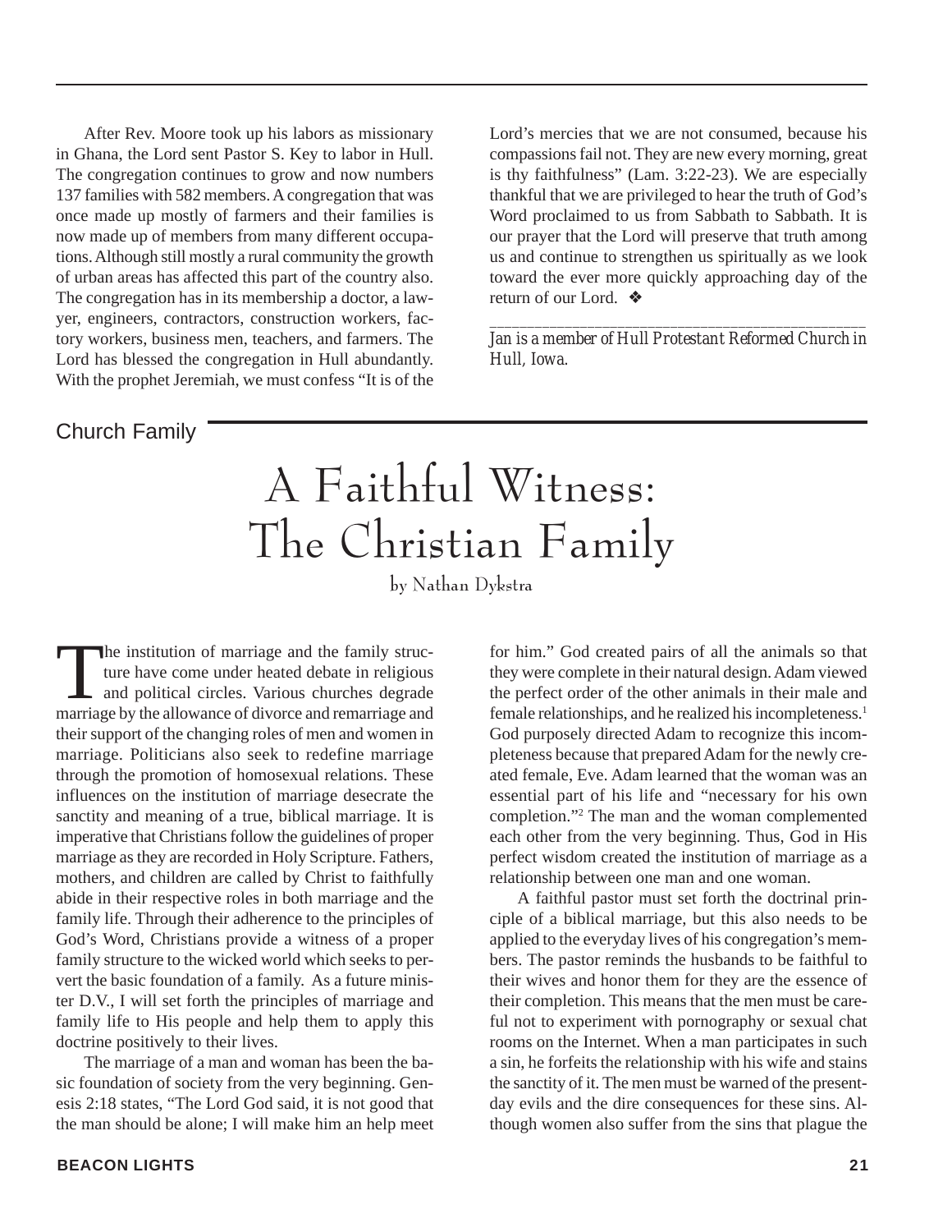After Rev. Moore took up his labors as missionary in Ghana, the Lord sent Pastor S. Key to labor in Hull. The congregation continues to grow and now numbers 137 families with 582 members. A congregation that was once made up mostly of farmers and their families is now made up of members from many different occupations. Although still mostly a rural community the growth of urban areas has affected this part of the country also. The congregation has in its membership a doctor, a lawyer, engineers, contractors, construction workers, factory workers, business men, teachers, and farmers. The Lord has blessed the congregation in Hull abundantly. With the prophet Jeremiah, we must confess "It is of the Lord's mercies that we are not consumed, because his compassions fail not. They are new every morning, great is thy faithfulness" (Lam. 3:22-23). We are especially thankful that we are privileged to hear the truth of God's Word proclaimed to us from Sabbath to Sabbath. It is our prayer that the Lord will preserve that truth among us and continue to strengthen us spiritually as we look toward the ever more quickly approaching day of the return of our Lord. ❖

---

*Jan is a member of Hull Protestant Reformed Church in Hull, Iowa.*

Church Family

# A Faithful Witness: The Christian Family

by Nathan Dykstra

The institution of marriage and the family structure have come under heated debate in religious and political circles. Various churches degrade marriage by the allowance of divorce and remarriage and their support of the changing roles of men and women in marriage. Politicians also seek to redefine marriage through the promotion of homosexual relations. These influences on the institution of marriage desecrate the sanctity and meaning of a true, biblical marriage. It is imperative that Christians follow the guidelines of proper marriage as they are recorded in Holy Scripture. Fathers, mothers, and children are called by Christ to faithfully abide in their respective roles in both marriage and the family life. Through their adherence to the principles of God's Word, Christians provide a witness of a proper family structure to the wicked world which seeks to pervert the basic foundation of a family. As a future minister D.V., I will set forth the principles of marriage and family life to His people and help them to apply this doctrine positively to their lives.

The marriage of a man and woman has been the basic foundation of society from the very beginning. Genesis 2:18 states, "The Lord God said, it is not good that the man should be alone; I will make him an help meet for him." God created pairs of all the animals so that they were complete in their natural design. Adam viewed the perfect order of the other animals in their male and female relationships, and he realized his incompleteness.[1] God purposely directed Adam to recognize this incompleteness because that prepared Adam for the newly created female, Eve. Adam learned that the woman was an essential part of his life and "necessary for his own completion."[2] The man and the woman complemented each other from the very beginning. Thus, God in His perfect wisdom created the institution of marriage as a relationship between one man and one woman.

A faithful pastor must set forth the doctrinal principle of a biblical marriage, but this also needs to be applied to the everyday lives of his congregation's members. The pastor reminds the husbands to be faithful to their wives and honor them for they are the essence of their completion. This means that the men must be careful not to experiment with pornography or sexual chat rooms on the Internet. When a man participates in such a sin, he forfeits the relationship with his wife and stains the sanctity of it. The men must be warned of the present-day evils and the dire consequences for these sins. Although women also suffer from the sins that plague the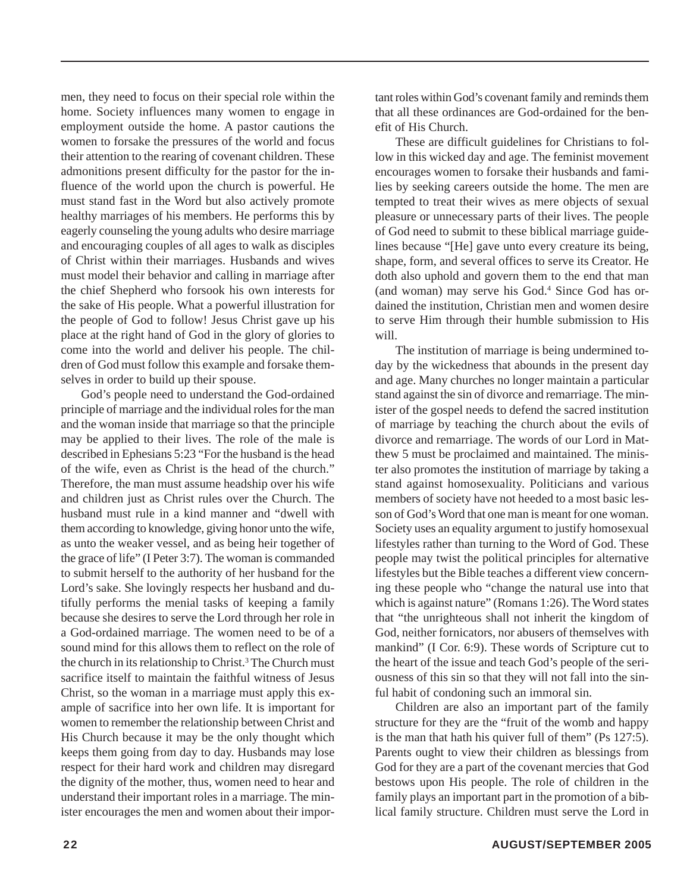men, they need to focus on their special role within the home. Society influences many women to engage in employment outside the home. A pastor cautions the women to forsake the pressures of the world and focus their attention to the rearing of covenant children. These admonitions present difficulty for the pastor for the influence of the world upon the church is powerful. He must stand fast in the Word but also actively promote healthy marriages of his members. He performs this by eagerly counseling the young adults who desire marriage and encouraging couples of all ages to walk as disciples of Christ within their marriages. Husbands and wives must model their behavior and calling in marriage after the chief Shepherd who forsook his own interests for the sake of His people. What a powerful illustration for the people of God to follow! Jesus Christ gave up his place at the right hand of God in the glory of glories to come into the world and deliver his people. The children of God must follow this example and forsake themselves in order to build up their spouse.

God's people need to understand the God-ordained principle of marriage and the individual roles for the man and the woman inside that marriage so that the principle may be applied to their lives. The role of the male is described in Ephesians 5:23 "For the husband is the head of the wife, even as Christ is the head of the church." Therefore, the man must assume headship over his wife and children just as Christ rules over the Church. The husband must rule in a kind manner and "dwell with them according to knowledge, giving honor unto the wife, as unto the weaker vessel, and as being heir together of the grace of life" (I Peter 3:7). The woman is commanded to submit herself to the authority of her husband for the Lord's sake. She lovingly respects her husband and dutifully performs the menial tasks of keeping a family because she desires to serve the Lord through her role in a God-ordained marriage. The women need to be of a sound mind for this allows them to reflect on the role of the church in its relationship to Christ.[3] The Church must sacrifice itself to maintain the faithful witness of Jesus Christ, so the woman in a marriage must apply this example of sacrifice into her own life. It is important for women to remember the relationship between Christ and His Church because it may be the only thought which keeps them going from day to day. Husbands may lose respect for their hard work and children may disregard the dignity of the mother, thus, women need to hear and understand their important roles in a marriage. The minister encourages the men and women about their important roles within God's covenant family and reminds them that all these ordinances are God-ordained for the benefit of His Church.

These are difficult guidelines for Christians to follow in this wicked day and age. The feminist movement encourages women to forsake their husbands and families by seeking careers outside the home. The men are tempted to treat their wives as mere objects of sexual pleasure or unnecessary parts of their lives. The people of God need to submit to these biblical marriage guidelines because "[He] gave unto every creature its being, shape, form, and several offices to serve its Creator. He doth also uphold and govern them to the end that man (and woman) may serve his God.[4] Since God has ordained the institution, Christian men and women desire to serve Him through their humble submission to His will.

The institution of marriage is being undermined today by the wickedness that abounds in the present day and age. Many churches no longer maintain a particular stand against the sin of divorce and remarriage. The minister of the gospel needs to defend the sacred institution of marriage by teaching the church about the evils of divorce and remarriage. The words of our Lord in Matthew 5 must be proclaimed and maintained. The minister also promotes the institution of marriage by taking a stand against homosexuality. Politicians and various members of society have not heeded to a most basic lesson of God's Word that one man is meant for one woman. Society uses an equality argument to justify homosexual lifestyles rather than turning to the Word of God. These people may twist the political principles for alternative lifestyles but the Bible teaches a different view concerning these people who "change the natural use into that which is against nature" (Romans 1:26). The Word states that "the unrighteous shall not inherit the kingdom of God, neither fornicators, nor abusers of themselves with mankind" (I Cor. 6:9). These words of Scripture cut to the heart of the issue and teach God's people of the seriousness of this sin so that they will not fall into the sinful habit of condoning such an immoral sin.

Children are also an important part of the family structure for they are the "fruit of the womb and happy is the man that hath his quiver full of them" (Ps 127:5). Parents ought to view their children as blessings from God for they are a part of the covenant mercies that God bestows upon His people. The role of children in the family plays an important part in the promotion of a biblical family structure. Children must serve the Lord in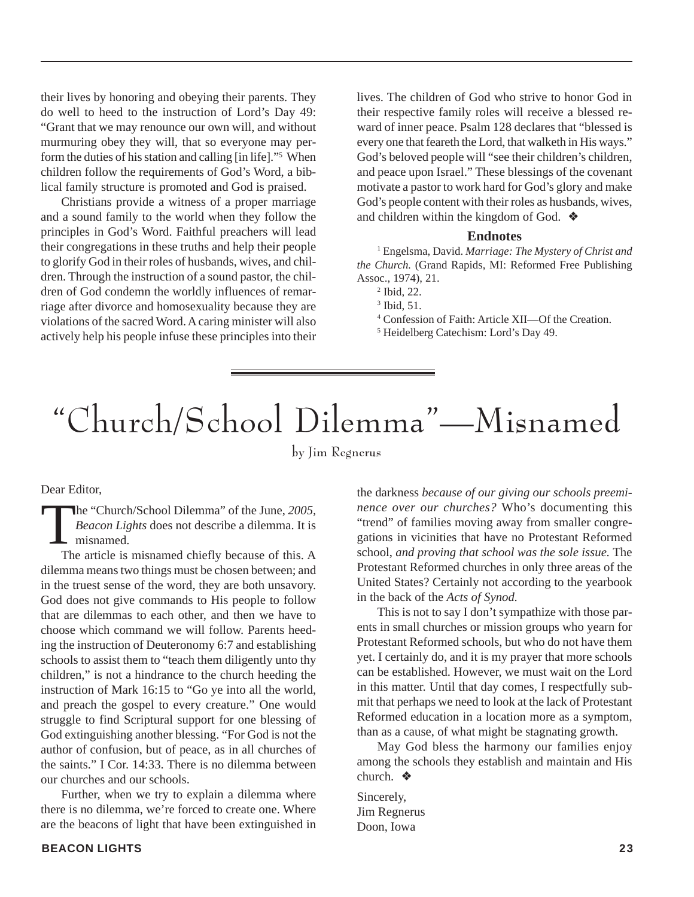their lives by honoring and obeying their parents. They do well to heed to the instruction of Lord's Day 49: "Grant that we may renounce our own will, and without murmuring obey they will, that so everyone may perform the duties of his station and calling [in life]."[5] When children follow the requirements of God's Word, a biblical family structure is promoted and God is praised.

Christians provide a witness of a proper marriage and a sound family to the world when they follow the principles in God's Word. Faithful preachers will lead their congregations in these truths and help their people to glorify God in their roles of husbands, wives, and children. Through the instruction of a sound pastor, the children of God condemn the worldly influences of remarriage after divorce and homosexuality because they are violations of the sacred Word. A caring minister will also actively help his people infuse these principles into their lives. The children of God who strive to honor God in their respective family roles will receive a blessed reward of inner peace. Psalm 128 declares that "blessed is every one that feareth the Lord, that walketh in His ways." God's beloved people will "see their children's children, and peace upon Israel." These blessings of the covenant motivate a pastor to work hard for God's glory and make God's people content with their roles as husbands, wives, and children within the kingdom of God. ❖

### Endnotes

[1] Engelsma, David. *Marriage: The Mystery of Christ and the Church.* (Grand Rapids, MI: Reformed Free Publishing Assoc., 1974), 21.

[2] Ibid, 22.

[3] Ibid, 51.

[4] Confession of Faith: Article XII—Of the Creation.

[5] Heidelberg Catechism: Lord's Day 49.

# "Church/School Dilemma"—Misnamed

by Jim Regnerus

Dear Editor,

The "Church/School Dilemma" of the June, *2005, Beacon Lights* does not describe a dilemma. It is misnamed.

The article is misnamed chiefly because of this. A dilemma means two things must be chosen between; and in the truest sense of the word, they are both unsavory. God does not give commands to His people to follow that are dilemmas to each other, and then we have to choose which command we will follow. Parents heeding the instruction of Deuteronomy 6:7 and establishing schools to assist them to "teach them diligently unto thy children," is not a hindrance to the church heeding the instruction of Mark 16:15 to "Go ye into all the world, and preach the gospel to every creature." One would struggle to find Scriptural support for one blessing of God extinguishing another blessing. "For God is not the author of confusion, but of peace, as in all churches of the saints." I Cor. 14:33. There is no dilemma between our churches and our schools.

Further, when we try to explain a dilemma where there is no dilemma, we're forced to create one. Where are the beacons of light that have been extinguished in the darkness *because of our giving our schools preeminence over our churches?* Who's documenting this "trend" of families moving away from smaller congregations in vicinities that have no Protestant Reformed school, *and proving that school was the sole issue.* The Protestant Reformed churches in only three areas of the United States? Certainly not according to the yearbook in the back of the *Acts of Synod.*

This is not to say I don't sympathize with those parents in small churches or mission groups who yearn for Protestant Reformed schools, but who do not have them yet. I certainly do, and it is my prayer that more schools can be established. However, we must wait on the Lord in this matter. Until that day comes, I respectfully submit that perhaps we need to look at the lack of Protestant Reformed education in a location more as a symptom, than as a cause, of what might be stagnating growth.

May God bless the harmony our families enjoy among the schools they establish and maintain and His church. ❖

Sincerely,
Jim Regnerus
Doon, Iowa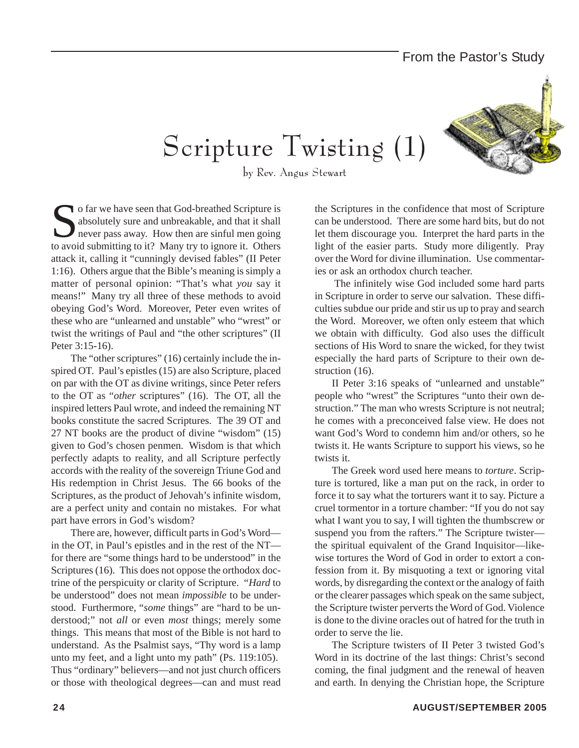# Scripture Twisting (1)

by Rev. Angus Stewart

So far we have seen that God-breathed Scripture is absolutely sure and unbreakable, and that it shall never pass away. How then are sinful men going to avoid submitting to it? Many try to ignore it. Others attack it, calling it "cunningly devised fables" (II Peter 1:16). Others argue that the Bible's meaning is simply a matter of personal opinion: "That's what *you* say it means!" Many try all three of these methods to avoid obeying God's Word. Moreover, Peter even writes of these who are "unlearned and unstable" who "wrest" or twist the writings of Paul and "the other scriptures" (II Peter 3:15-16).

The "other scriptures" (16) certainly include the inspired OT. Paul's epistles (15) are also Scripture, placed on par with the OT as divine writings, since Peter refers to the OT as "*other* scriptures" (16). The OT, all the inspired letters Paul wrote, and indeed the remaining NT books constitute the sacred Scriptures. The 39 OT and 27 NT books are the product of divine "wisdom" (15) given to God's chosen penmen. Wisdom is that which perfectly adapts to reality, and all Scripture perfectly accords with the reality of the sovereign Triune God and His redemption in Christ Jesus. The 66 books of the Scriptures, as the product of Jehovah's infinite wisdom, are a perfect unity and contain no mistakes. For what part have errors in God's wisdom?

There are, however, difficult parts in God's Word—in the OT, in Paul's epistles and in the rest of the NT—for there are "some things hard to be understood" in the Scriptures (16). This does not oppose the orthodox doctrine of the perspicuity or clarity of Scripture. "*Hard* to be understood" does not mean *impossible* to be understood. Furthermore, "*some* things" are "hard to be understood;" not *all* or even *most* things; merely some things. This means that most of the Bible is not hard to understand. As the Psalmist says, "Thy word is a lamp unto my feet, and a light unto my path" (Ps. 119:105). Thus "ordinary" believers—and not just church officers or those with theological degrees—can and must read the Scriptures in the confidence that most of Scripture can be understood. There are some hard bits, but do not let them discourage you. Interpret the hard parts in the light of the easier parts. Study more diligently. Pray over the Word for divine illumination. Use commentaries or ask an orthodox church teacher.

The infinitely wise God included some hard parts in Scripture in order to serve our salvation. These difficulties subdue our pride and stir us up to pray and search the Word. Moreover, we often only esteem that which we obtain with difficulty. God also uses the difficult sections of His Word to snare the wicked, for they twist especially the hard parts of Scripture to their own destruction (16).

II Peter 3:16 speaks of "unlearned and unstable" people who "wrest" the Scriptures "unto their own destruction." The man who wrests Scripture is not neutral; he comes with a preconceived false view. He does not want God's Word to condemn him and/or others, so he twists it. He wants Scripture to support his views, so he twists it.

The Greek word used here means to *torture*. Scripture is tortured, like a man put on the rack, in order to force it to say what the torturers want it to say. Picture a cruel tormentor in a torture chamber: "If you do not say what I want you to say, I will tighten the thumbscrew or suspend you from the rafters." The Scripture twister—the spiritual equivalent of the Grand Inquisitor—likewise tortures the Word of God in order to extort a confession from it. By misquoting a text or ignoring vital words, by disregarding the context or the analogy of faith or the clearer passages which speak on the same subject, the Scripture twister perverts the Word of God. Violence is done to the divine oracles out of hatred for the truth in order to serve the lie.

The Scripture twisters of II Peter 3 twisted God's Word in its doctrine of the last things: Christ's second coming, the final judgment and the renewal of heaven and earth. In denying the Christian hope, the Scripture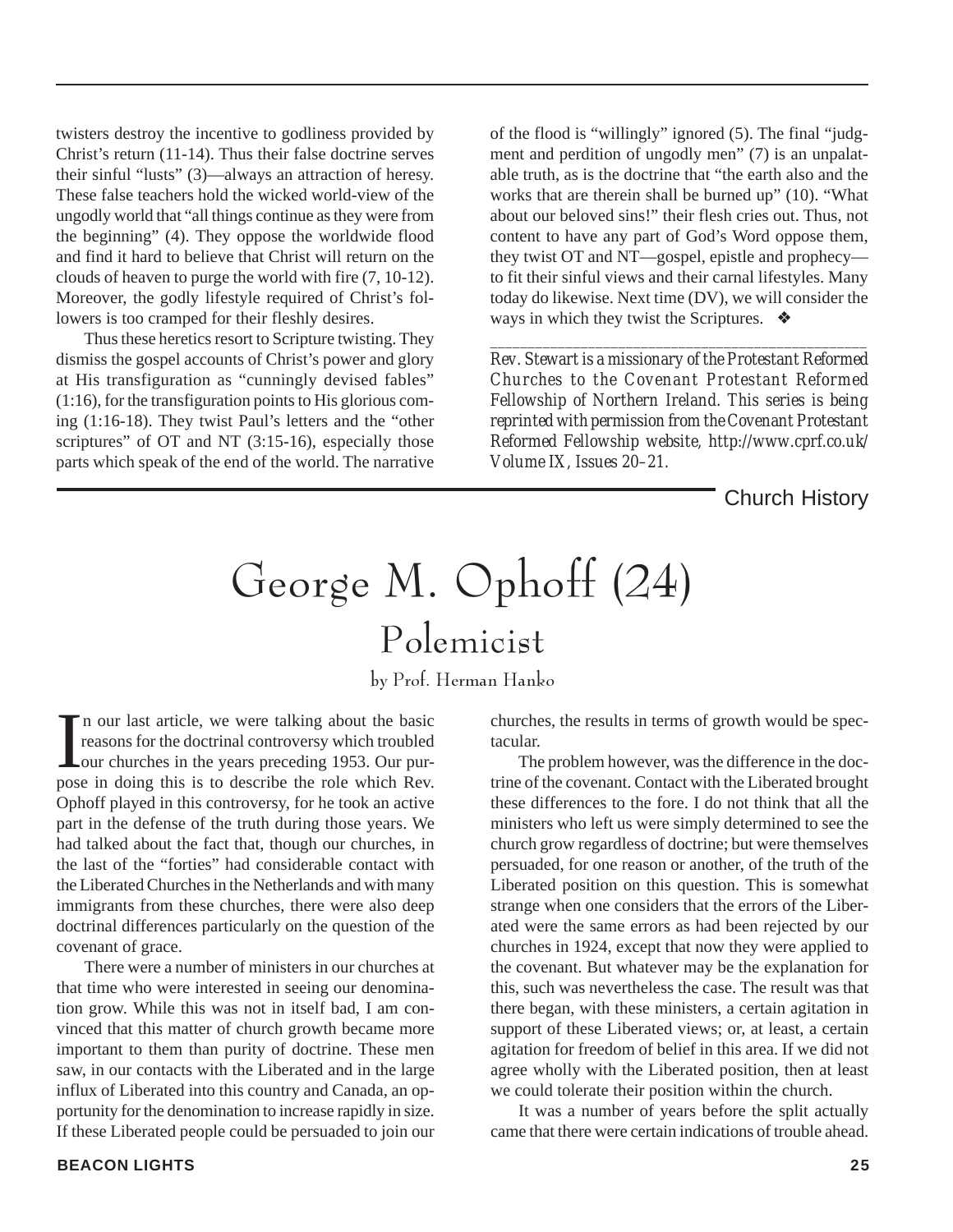twisters destroy the incentive to godliness provided by Christ's return (11-14). Thus their false doctrine serves their sinful "lusts" (3)—always an attraction of heresy. These false teachers hold the wicked world-view of the ungodly world that "all things continue as they were from the beginning" (4). They oppose the worldwide flood and find it hard to believe that Christ will return on the clouds of heaven to purge the world with fire (7, 10-12). Moreover, the godly lifestyle required of Christ's followers is too cramped for their fleshly desires.

Thus these heretics resort to Scripture twisting. They dismiss the gospel accounts of Christ's power and glory at His transfiguration as "cunningly devised fables" (1:16), for the transfiguration points to His glorious coming (1:16-18). They twist Paul's letters and the "other scriptures" of OT and NT (3:15-16), especially those parts which speak of the end of the world. The narrative of the flood is "willingly" ignored (5). The final "judgment and perdition of ungodly men" (7) is an unpalatable truth, as is the doctrine that "the earth also and the works that are therein shall be burned up" (10). "What about our beloved sins!" their flesh cries out. Thus, not content to have any part of God's Word oppose them, they twist OT and NT—gospel, epistle and prophecy—to fit their sinful views and their carnal lifestyles. Many today do likewise. Next time (DV), we will consider the ways in which they twist the Scriptures. ❖

---

*Rev. Stewart is a missionary of the Protestant Reformed Churches to the Covenant Protestant Reformed Fellowship of Northern Ireland. This series is being reprinted with permission from the Covenant Protestant Reformed Fellowship website, http://www.cprf.co.uk/ Volume IX, Issues 20–21.*

Church History

# George M. Ophoff (24)

## Polemicist

by Prof. Herman Hanko

In our last article, we were talking about the basic reasons for the doctrinal controversy which troubled our churches in the years preceding 1953. Our purpose in doing this is to describe the role which Rev. Ophoff played in this controversy, for he took an active part in the defense of the truth during those years. We had talked about the fact that, though our churches, in the last of the "forties" had considerable contact with the Liberated Churches in the Netherlands and with many immigrants from these churches, there were also deep doctrinal differences particularly on the question of the covenant of grace.

There were a number of ministers in our churches at that time who were interested in seeing our denomination grow. While this was not in itself bad, I am convinced that this matter of church growth became more important to them than purity of doctrine. These men saw, in our contacts with the Liberated and in the large influx of Liberated into this country and Canada, an opportunity for the denomination to increase rapidly in size. If these Liberated people could be persuaded to join our churches, the results in terms of growth would be spectacular.

The problem however, was the difference in the doctrine of the covenant. Contact with the Liberated brought these differences to the fore. I do not think that all the ministers who left us were simply determined to see the church grow regardless of doctrine; but were themselves persuaded, for one reason or another, of the truth of the Liberated position on this question. This is somewhat strange when one considers that the errors of the Liberated were the same errors as had been rejected by our churches in 1924, except that now they were applied to the covenant. But whatever may be the explanation for this, such was nevertheless the case. The result was that there began, with these ministers, a certain agitation in support of these Liberated views; or, at least, a certain agitation for freedom of belief in this area. If we did not agree wholly with the Liberated position, then at least we could tolerate their position within the church.

It was a number of years before the split actually came that there were certain indications of trouble ahead.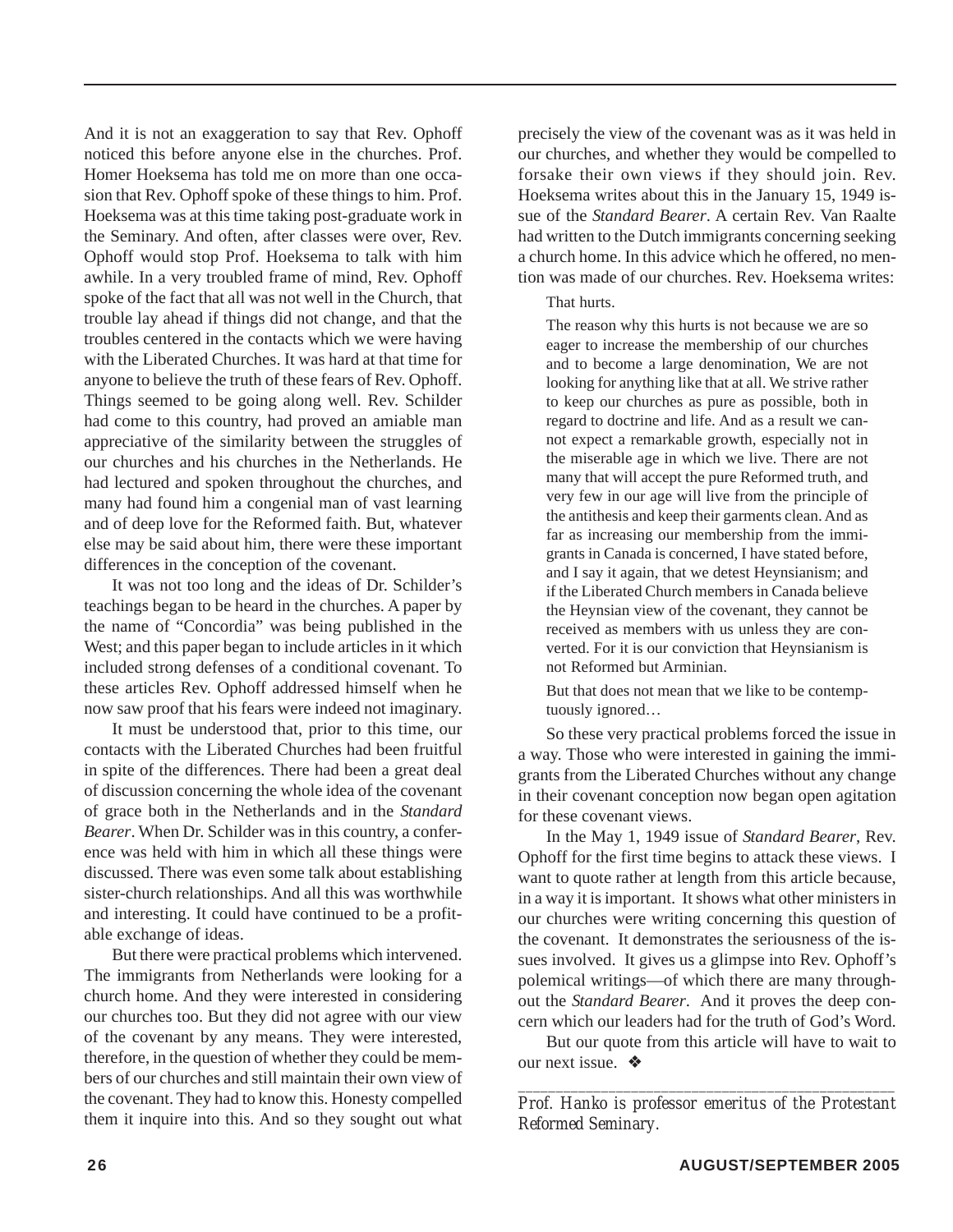And it is not an exaggeration to say that Rev. Ophoff noticed this before anyone else in the churches. Prof. Homer Hoeksema has told me on more than one occasion that Rev. Ophoff spoke of these things to him. Prof. Hoeksema was at this time taking post-graduate work in the Seminary. And often, after classes were over, Rev. Ophoff would stop Prof. Hoeksema to talk with him awhile. In a very troubled frame of mind, Rev. Ophoff spoke of the fact that all was not well in the Church, that trouble lay ahead if things did not change, and that the troubles centered in the contacts which we were having with the Liberated Churches. It was hard at that time for anyone to believe the truth of these fears of Rev. Ophoff. Things seemed to be going along well. Rev. Schilder had come to this country, had proved an amiable man appreciative of the similarity between the struggles of our churches and his churches in the Netherlands. He had lectured and spoken throughout the churches, and many had found him a congenial man of vast learning and of deep love for the Reformed faith. But, whatever else may be said about him, there were these important differences in the conception of the covenant.

It was not too long and the ideas of Dr. Schilder's teachings began to be heard in the churches. A paper by the name of "Concordia" was being published in the West; and this paper began to include articles in it which included strong defenses of a conditional covenant. To these articles Rev. Ophoff addressed himself when he now saw proof that his fears were indeed not imaginary.

It must be understood that, prior to this time, our contacts with the Liberated Churches had been fruitful in spite of the differences. There had been a great deal of discussion concerning the whole idea of the covenant of grace both in the Netherlands and in the *Standard Bearer*. When Dr. Schilder was in this country, a conference was held with him in which all these things were discussed. There was even some talk about establishing sister-church relationships. And all this was worthwhile and interesting. It could have continued to be a profitable exchange of ideas.

But there were practical problems which intervened. The immigrants from Netherlands were looking for a church home. And they were interested in considering our churches too. But they did not agree with our view of the covenant by any means. They were interested, therefore, in the question of whether they could be members of our churches and still maintain their own view of the covenant. They had to know this. Honesty compelled them it inquire into this. And so they sought out what precisely the view of the covenant was as it was held in our churches, and whether they would be compelled to forsake their own views if they should join. Rev. Hoeksema writes about this in the January 15, 1949 issue of the *Standard Bearer*. A certain Rev. Van Raalte had written to the Dutch immigrants concerning seeking a church home. In this advice which he offered, no mention was made of our churches. Rev. Hoeksema writes:

> That hurts.
>
> The reason why this hurts is not because we are so eager to increase the membership of our churches and to become a large denomination, We are not looking for anything like that at all. We strive rather to keep our churches as pure as possible, both in regard to doctrine and life. And as a result we cannot expect a remarkable growth, especially not in the miserable age in which we live. There are not many that will accept the pure Reformed truth, and very few in our age will live from the principle of the antithesis and keep their garments clean. And as far as increasing our membership from the immigrants in Canada is concerned, I have stated before, and I say it again, that we detest Heynsianism; and if the Liberated Church members in Canada believe the Heynsian view of the covenant, they cannot be received as members with us unless they are converted. For it is our conviction that Heynsianism is not Reformed but Arminian.
>
> But that does not mean that we like to be contemptuously ignored…

So these very practical problems forced the issue in a way. Those who were interested in gaining the immigrants from the Liberated Churches without any change in their covenant conception now began open agitation for these covenant views.

In the May 1, 1949 issue of *Standard Bearer*, Rev. Ophoff for the first time begins to attack these views. I want to quote rather at length from this article because, in a way it is important. It shows what other ministers in our churches were writing concerning this question of the covenant. It demonstrates the seriousness of the issues involved. It gives us a glimpse into Rev. Ophoff's polemical writings—of which there are many throughout the *Standard Bearer*. And it proves the deep concern which our leaders had for the truth of God's Word.

But our quote from this article will have to wait to our next issue. ❖

---

*Prof. Hanko is professor emeritus of the Protestant Reformed Seminary.*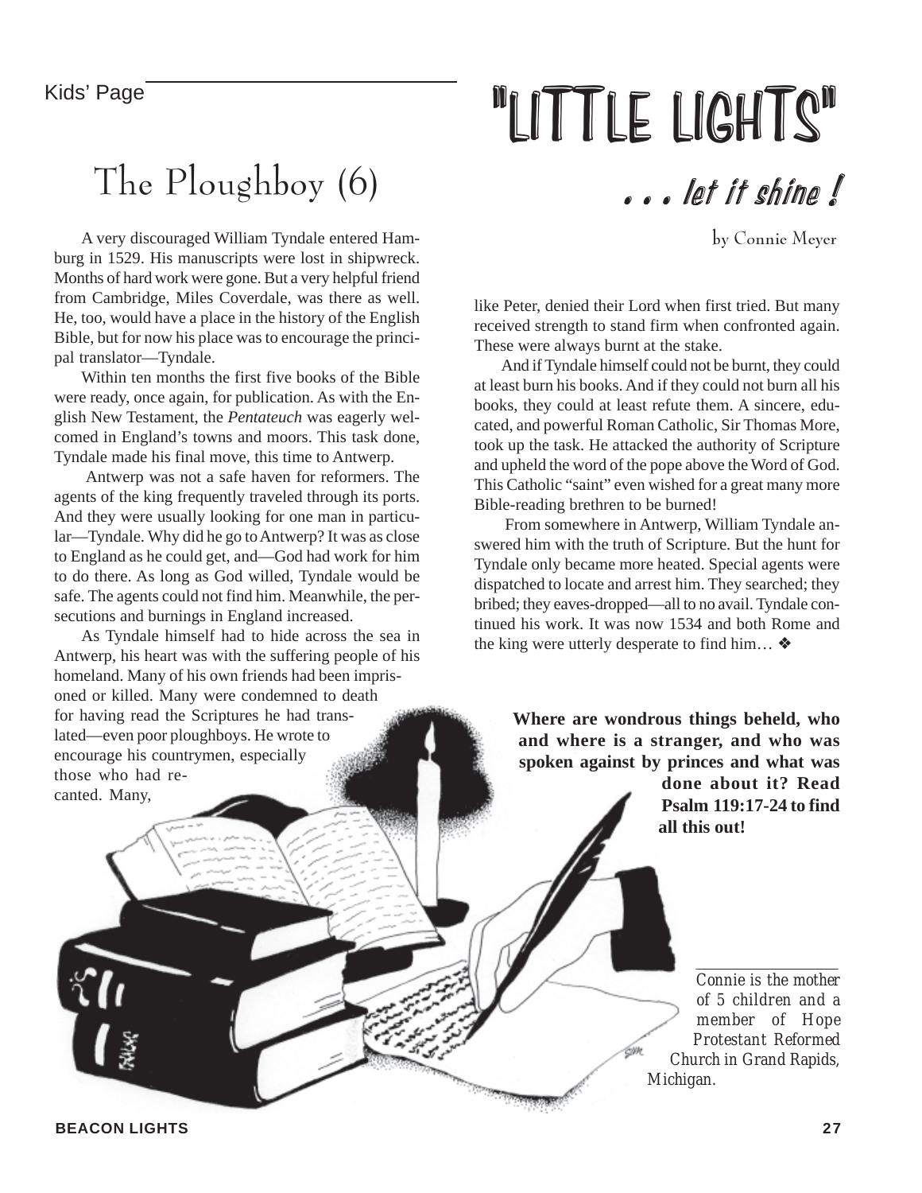Kids' Page

# "LITTLE LIGHTS"

*. . . let it shine !*

by Connie Meyer

## The Ploughboy (6)

A very discouraged William Tyndale entered Hamburg in 1529. His manuscripts were lost in shipwreck. Months of hard work were gone. But a very helpful friend from Cambridge, Miles Coverdale, was there as well. He, too, would have a place in the history of the English Bible, but for now his place was to encourage the principal translator—Tyndale.

Within ten months the first five books of the Bible were ready, once again, for publication. As with the English New Testament, the *Pentateuch* was eagerly welcomed in England's towns and moors. This task done, Tyndale made his final move, this time to Antwerp.

Antwerp was not a safe haven for reformers. The agents of the king frequently traveled through its ports. And they were usually looking for one man in particular—Tyndale. Why did he go to Antwerp? It was as close to England as he could get, and—God had work for him to do there. As long as God willed, Tyndale would be safe. The agents could not find him. Meanwhile, the persecutions and burnings in England increased.

As Tyndale himself had to hide across the sea in Antwerp, his heart was with the suffering people of his homeland. Many of his own friends had been imprisoned or killed. Many were condemned to death for having read the Scriptures he had translated—even poor ploughboys. He wrote to encourage his countrymen, especially those who had recanted. Many, like Peter, denied their Lord when first tried. But many received strength to stand firm when confronted again. These were always burnt at the stake.

And if Tyndale himself could not be burnt, they could at least burn his books. And if they could not burn all his books, they could at least refute them. A sincere, educated, and powerful Roman Catholic, Sir Thomas More, took up the task. He attacked the authority of Scripture and upheld the word of the pope above the Word of God. This Catholic "saint" even wished for a great many more Bible-reading brethren to be burned!

From somewhere in Antwerp, William Tyndale answered him with the truth of Scripture. But the hunt for Tyndale only became more heated. Special agents were dispatched to locate and arrest him. They searched; they bribed; they eaves-dropped—all to no avail. Tyndale continued his work. It was now 1534 and both Rome and the king were utterly desperate to find him… ❖

**Where are wondrous things beheld, who and where is a stranger, and who was spoken against by princes and what was done about it? Read Psalm 119:17-24 to find all this out!**

---

*Connie is the mother of 5 children and a member of Hope Protestant Reformed Church in Grand Rapids, Michigan.*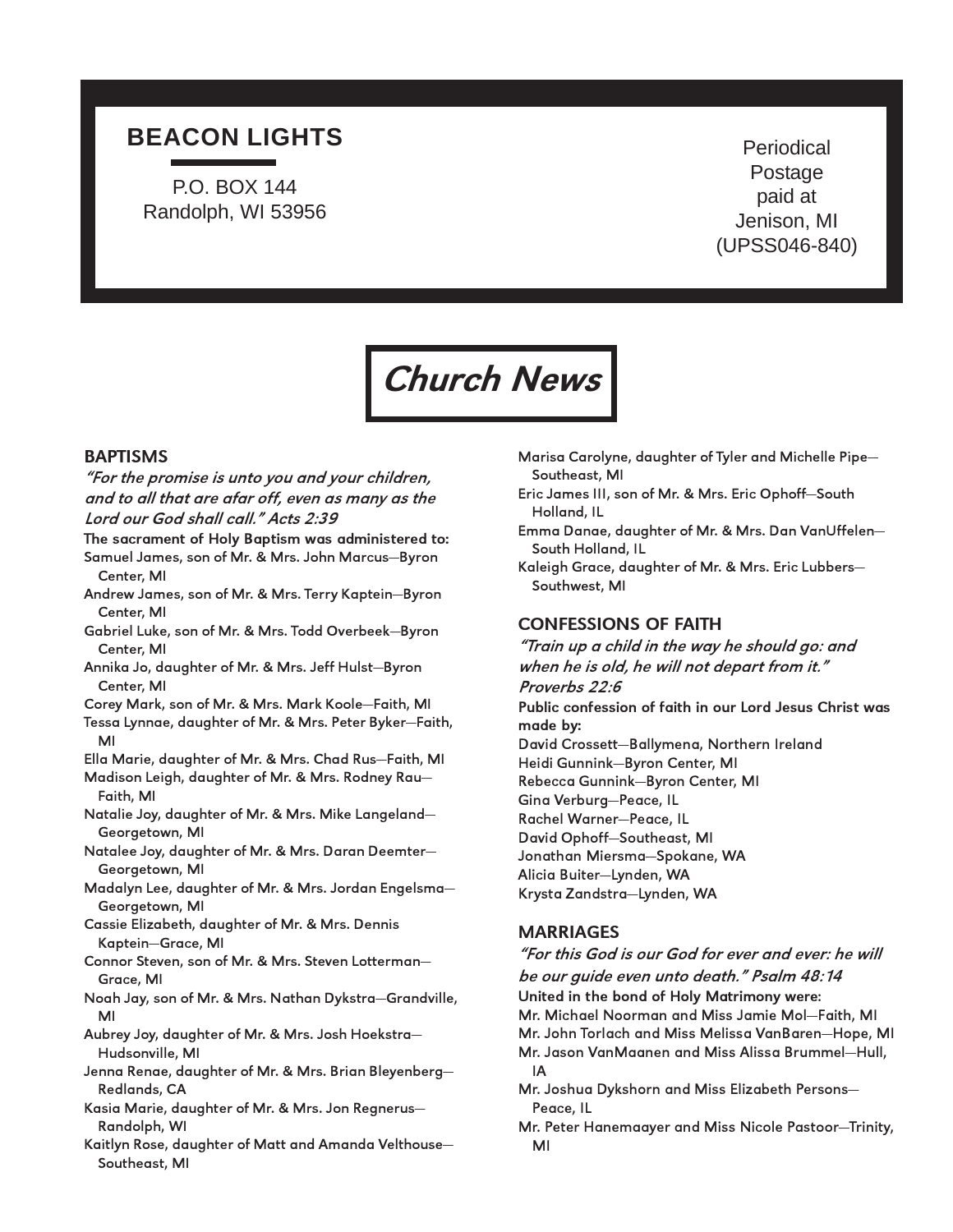**BEACON LIGHTS**

P.O. BOX 144
Randolph, WI 53956

Periodical
Postage
paid at
Jenison, MI
(UPSS046-840)

# Church News

## BAPTISMS

*"For the promise is unto you and your children, and to all that are afar off, even as many as the Lord our God shall call." Acts 2:39*

**The sacrament of Holy Baptism was administered to:**

Samuel James, son of Mr. & Mrs. John Marcus—Byron Center, MI
Andrew James, son of Mr. & Mrs. Terry Kaptein—Byron Center, MI
Gabriel Luke, son of Mr. & Mrs. Todd Overbeek—Byron Center, MI
Annika Jo, daughter of Mr. & Mrs. Jeff Hulst—Byron Center, MI
Corey Mark, son of Mr. & Mrs. Mark Koole—Faith, MI
Tessa Lynnae, daughter of Mr. & Mrs. Peter Byker—Faith, MI
Ella Marie, daughter of Mr. & Mrs. Chad Rus—Faith, MI
Madison Leigh, daughter of Mr. & Mrs. Rodney Rau—Faith, MI
Natalie Joy, daughter of Mr. & Mrs. Mike Langeland—Georgetown, MI
Natalee Joy, daughter of Mr. & Mrs. Daran Deemter—Georgetown, MI
Madalyn Lee, daughter of Mr. & Mrs. Jordan Engelsma—Georgetown, MI
Cassie Elizabeth, daughter of Mr. & Mrs. Dennis Kaptein—Grace, MI
Connor Steven, son of Mr. & Mrs. Steven Lotterman—Grace, MI
Noah Jay, son of Mr. & Mrs. Nathan Dykstra—Grandville, MI
Aubrey Joy, daughter of Mr. & Mrs. Josh Hoekstra—Hudsonville, MI
Jenna Renae, daughter of Mr. & Mrs. Brian Bleyenberg—Redlands, CA
Kasia Marie, daughter of Mr. & Mrs. Jon Regnerus—Randolph, WI
Kaitlyn Rose, daughter of Matt and Amanda Velthouse—Southeast, MI
Marisa Carolyne, daughter of Tyler and Michelle Pipe—Southeast, MI
Eric James III, son of Mr. & Mrs. Eric Ophoff—South Holland, IL
Emma Danae, daughter of Mr. & Mrs. Dan VanUffelen—South Holland, IL
Kaleigh Grace, daughter of Mr. & Mrs. Eric Lubbers—Southwest, MI

## CONFESSIONS OF FAITH

*"Train up a child in the way he should go: and when he is old, he will not depart from it." Proverbs 22:6*

**Public confession of faith in our Lord Jesus Christ was made by:**

David Crossett—Ballymena, Northern Ireland
Heidi Gunnink—Byron Center, MI
Rebecca Gunnink—Byron Center, MI
Gina Verburg—Peace, IL
Rachel Warner—Peace, IL
David Ophoff—Southeast, MI
Jonathan Miersma—Spokane, WA
Alicia Buiter—Lynden, WA
Krysta Zandstra—Lynden, WA

## MARRIAGES

*"For this God is our God for ever and ever: he will be our guide even unto death." Psalm 48:14*

**United in the bond of Holy Matrimony were:**

Mr. Michael Noorman and Miss Jamie Mol—Faith, MI
Mr. John Torlach and Miss Melissa VanBaren—Hope, MI
Mr. Jason VanMaanen and Miss Alissa Brummel—Hull, IA
Mr. Joshua Dykshorn and Miss Elizabeth Persons—Peace, IL
Mr. Peter Hanemaayer and Miss Nicole Pastoor—Trinity, MI